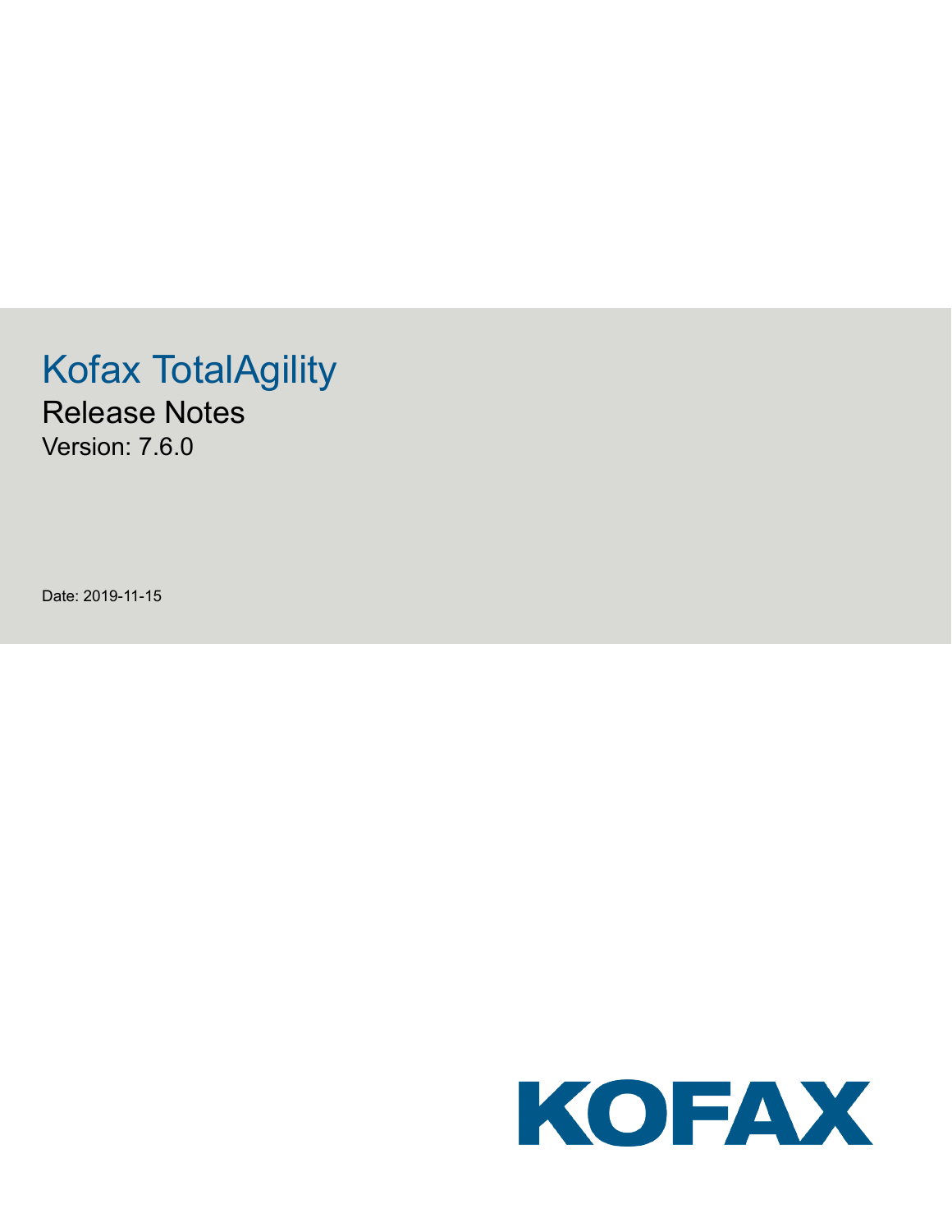# Kofax TotalAgility

## Release Notes

Version: 7.6.0

Date: 2019-11-15

KOFAX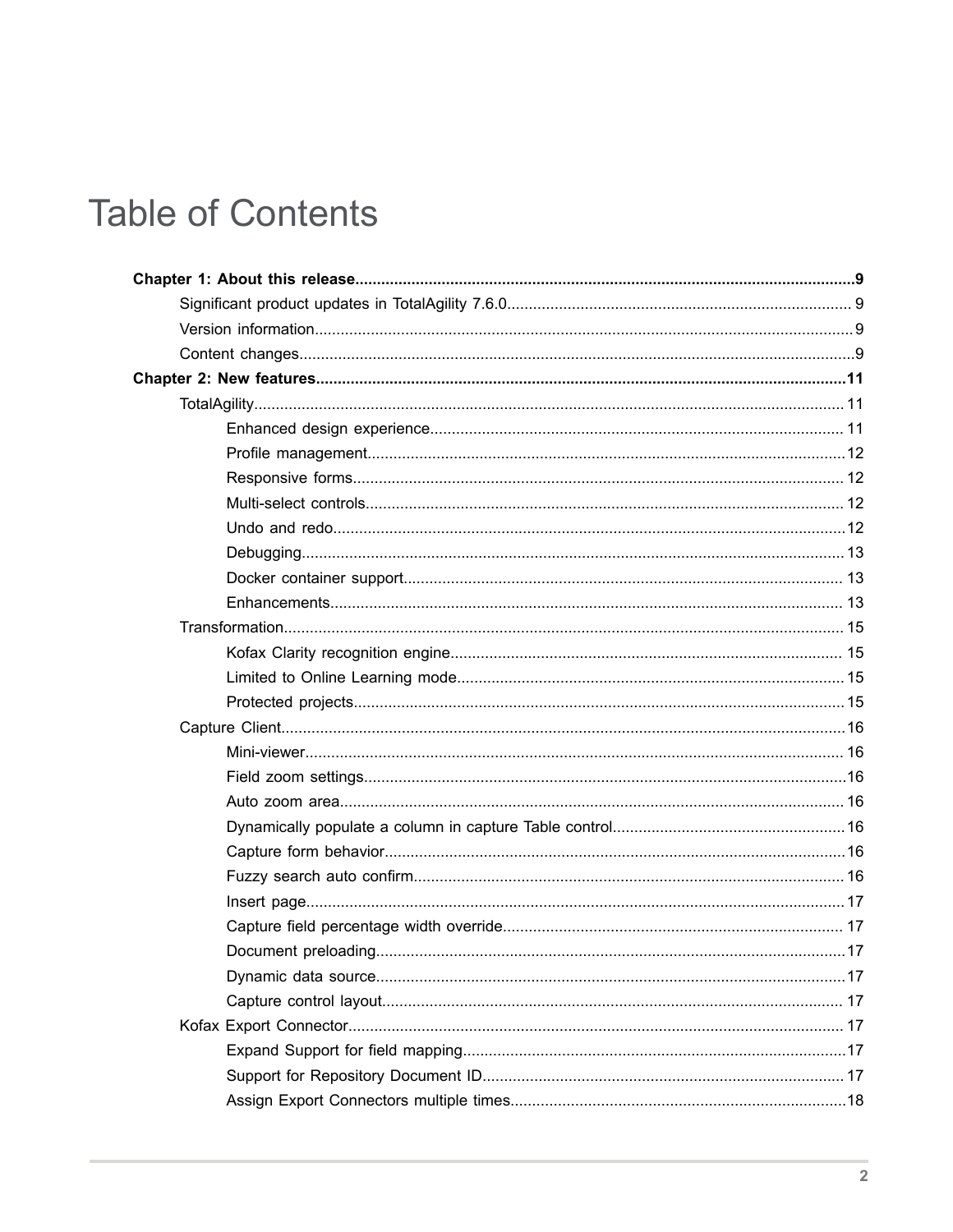# Table of Contents

**Chapter 1: About this release....................................................................................................................9**

- Significant product updates in TotalAgility 7.6.0................................................................................ 9
- Version information...........................................................................................................................9
- Content changes...............................................................................................................................9

**Chapter 2: New features.........................................................................................................................11**

- TotalAgility........................................................................................................................................ 11
  - Enhanced design experience............................................................................................... 11
  - Profile management..............................................................................................................12
  - Responsive forms................................................................................................................. 12
  - Multi-select controls.............................................................................................................. 12
  - Undo and redo......................................................................................................................12
  - Debugging............................................................................................................................ 13
  - Docker container support..................................................................................................... 13
  - Enhancements...................................................................................................................... 13
- Transformation................................................................................................................................. 15
  - Kofax Clarity recognition engine.......................................................................................... 15
  - Limited to Online Learning mode......................................................................................... 15
  - Protected projects................................................................................................................. 15
- Capture Client..................................................................................................................................16
  - Mini-viewer............................................................................................................................ 16
  - Field zoom settings...............................................................................................................16
  - Auto zoom area.................................................................................................................... 16
  - Dynamically populate a column in capture Table control......................................................16
  - Capture form behavior..........................................................................................................16
  - Fuzzy search auto confirm................................................................................................... 16
  - Insert page............................................................................................................................17
  - Capture field percentage width override.............................................................................. 17
  - Document preloading............................................................................................................17
  - Dynamic data source............................................................................................................17
  - Capture control layout.......................................................................................................... 17
- Kofax Export Connector.................................................................................................................. 17
  - Expand Support for field mapping........................................................................................17
  - Support for Repository Document ID................................................................................... 17
  - Assign Export Connectors multiple times.............................................................................18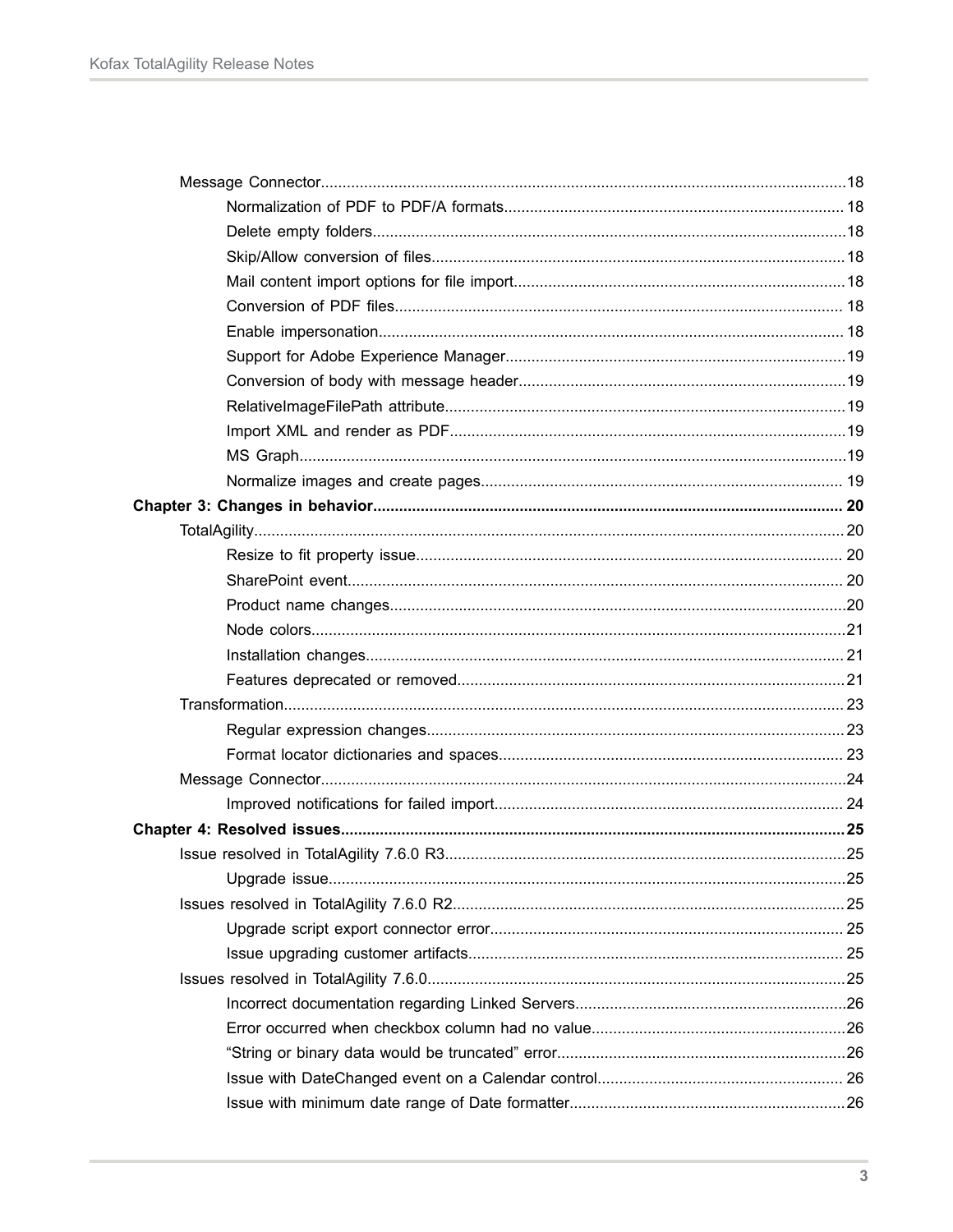- Message Connector....18
  - Normalization of PDF to PDF/A formats....18
  - Delete empty folders....18
  - Skip/Allow conversion of files....18
  - Mail content import options for file import....18
  - Conversion of PDF files....18
  - Enable impersonation....18
  - Support for Adobe Experience Manager....19
  - Conversion of body with message header....19
  - RelativeImageFilePath attribute....19
  - Import XML and render as PDF....19
  - MS Graph....19
  - Normalize images and create pages....19

**Chapter 3: Changes in behavior....20**

- TotalAgility....20
  - Resize to fit property issue....20
  - SharePoint event....20
  - Product name changes....20
  - Node colors....21
  - Installation changes....21
  - Features deprecated or removed....21
- Transformation....23
  - Regular expression changes....23
  - Format locator dictionaries and spaces....23
- Message Connector....24
  - Improved notifications for failed import....24

**Chapter 4: Resolved issues....25**

- Issue resolved in TotalAgility 7.6.0 R3....25
  - Upgrade issue....25
- Issues resolved in TotalAgility 7.6.0 R2....25
  - Upgrade script export connector error....25
  - Issue upgrading customer artifacts....25
- Issues resolved in TotalAgility 7.6.0....25
  - Incorrect documentation regarding Linked Servers....26
  - Error occurred when checkbox column had no value....26
  - “String or binary data would be truncated” error....26
  - Issue with DateChanged event on a Calendar control....26
  - Issue with minimum date range of Date formatter....26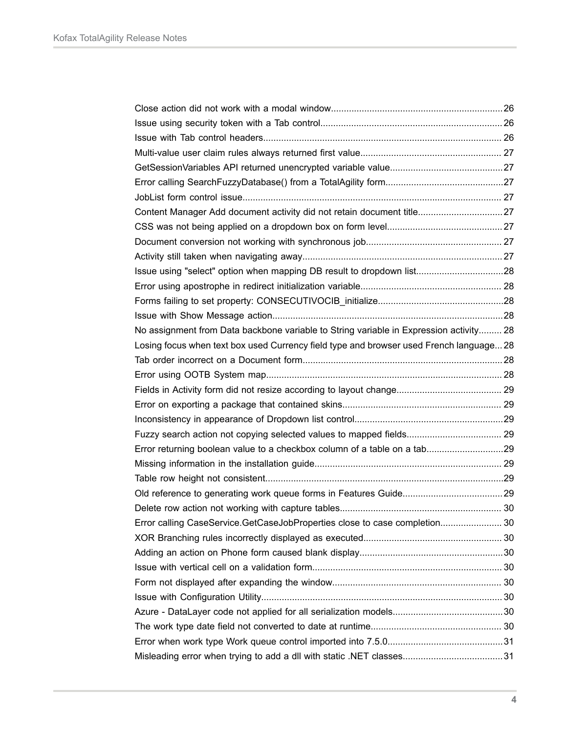Close action did not work with a modal window....................................................................26
Issue using security token with a Tab control........................................................................26
Issue with Tab control headers............................................................................................ 26
Multi-value user claim rules always returned first value....................................................... 27
GetSessionVariables API returned unencrypted variable value.............................................27
Error calling SearchFuzzyDatabase() from a TotalAgility form..............................................27
JobList form control issue.................................................................................................... 27
Content Manager Add document activity did not retain document title.................................27
CSS was not being applied on a dropdown box on form level.............................................27
Document conversion not working with synchronous job..................................................... 27
Activity still taken when navigating away..............................................................................27
Issue using "select" option when mapping DB result to dropdown list..................................28
Error using apostrophe in redirect initialization variable....................................................... 28
Forms failing to set property: CONSECUTIVOCIB_initialize.................................................28
Issue with Show Message action..........................................................................................28
No assignment from Data backbone variable to String variable in Expression activity......... 28
Losing focus when text box used Currency field type and browser used French language... 28
Tab order incorrect on a Document form..............................................................................28
Error using OOTB System map............................................................................................ 28
Fields in Activity form did not resize according to layout change......................................... 29
Error on exporting a package that contained skins.............................................................. 29
Inconsistency in appearance of Dropdown list control..........................................................29
Fuzzy search action not copying selected values to mapped fields..................................... 29
Error returning boolean value to a checkbox column of a table on a tab..............................29
Missing information in the installation guide......................................................................... 29
Table row height not consistent.............................................................................................29
Old reference to generating work queue forms in Features Guide.......................................29
Delete row action not working with capture tables............................................................... 30
Error calling CaseService.GetCaseJobProperties close to case completion........................ 30
XOR Branching rules incorrectly displayed as executed...................................................... 30
Adding an action on Phone form caused blank display........................................................30
Issue with vertical cell on a validation form.......................................................................... 30
Form not displayed after expanding the window.................................................................. 30
Issue with Configuration Utility..............................................................................................30
Azure - DataLayer code not applied for all serialization models...........................................30
The work type date field not converted to date at runtime................................................... 30
Error when work type Work queue control imported into 7.5.0.............................................31
Misleading error when trying to add a dll with static .NET classes.......................................31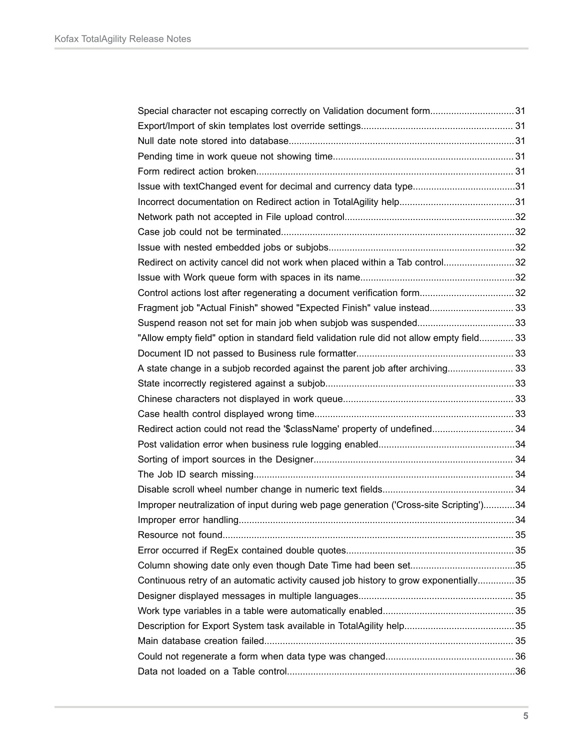Special character not escaping correctly on Validation document form................................31
Export/Import of skin templates lost override settings.......................................................... 31
Null date note stored into database......................................................................................31
Pending time in work queue not showing time..................................................................... 31
Form redirect action broken.................................................................................................. 31
Issue with textChanged event for decimal and currency data type.......................................31
Incorrect documentation on Redirect action in TotalAgility help............................................31
Network path not accepted in File upload control.................................................................32
Case job could not be terminated.........................................................................................32
Issue with nested embedded jobs or subjobs.......................................................................32
Redirect on activity cancel did not work when placed within a Tab control...........................32
Issue with Work queue form with spaces in its name...........................................................32
Control actions lost after regenerating a document verification form.................................... 32
Fragment job "Actual Finish" showed "Expected Finish" value instead................................ 33
Suspend reason not set for main job when subjob was suspended.....................................33
"Allow empty field" option in standard field validation rule did not allow empty field............. 33
Document ID not passed to Business rule formatter............................................................ 33
A state change in a subjob recorded against the parent job after archiving......................... 33
State incorrectly registered against a subjob........................................................................33
Chinese characters not displayed in work queue................................................................. 33
Case health control displayed wrong time............................................................................ 33
Redirect action could not read the '$className' property of undefined............................... 34
Post validation error when business rule logging enabled....................................................34
Sorting of import sources in the Designer............................................................................ 34
The Job ID search missing................................................................................................... 34
Disable scroll wheel number change in numeric text fields.................................................. 34
Improper neutralization of input during web page generation ('Cross-site Scripting')............34
Improper error handling.........................................................................................................34
Resource not found............................................................................................................... 35
Error occurred if RegEx contained double quotes................................................................ 35
Column showing date only even though Date Time had been set........................................35
Continuous retry of an automatic activity caused job history to grow exponentially..............35
Designer displayed messages in multiple languages........................................................... 35
Work type variables in a table were automatically enabled.................................................. 35
Description for Export System task available in TotalAgility help..........................................35
Main database creation failed............................................................................................... 35
Could not regenerate a form when data type was changed................................................. 36
Data not loaded on a Table control.......................................................................................36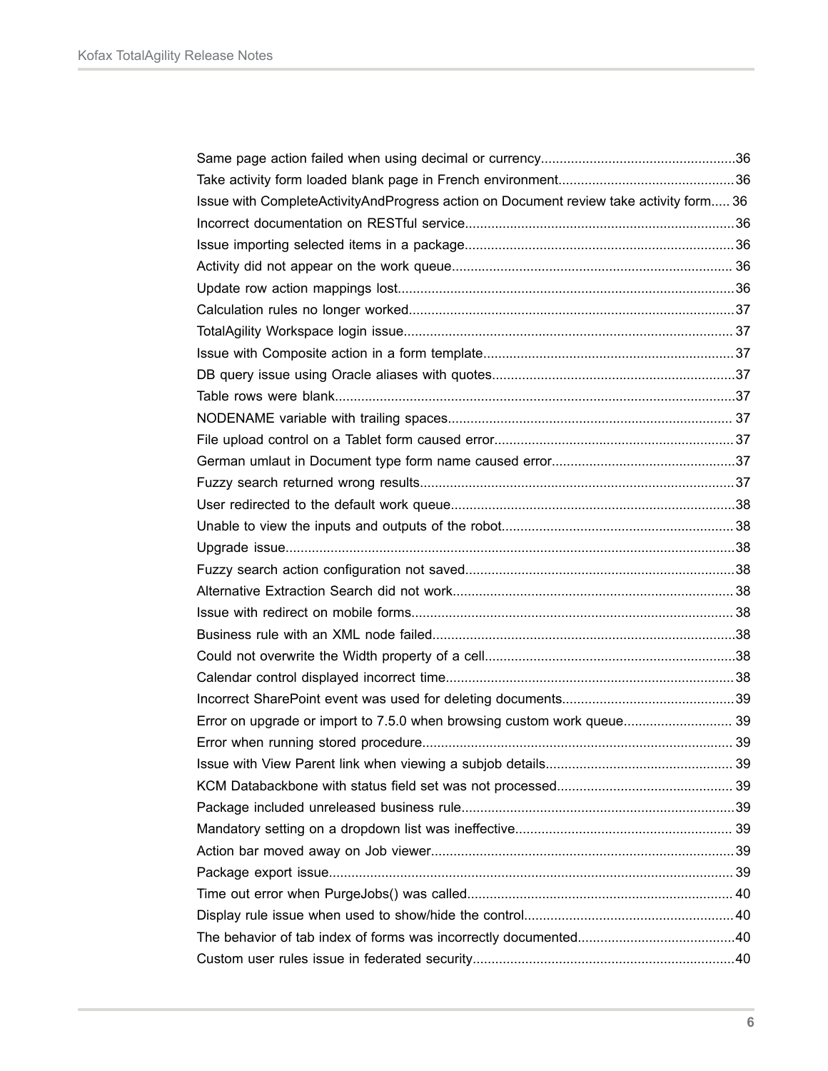Same page action failed when using decimal or currency....................................................36
Take activity form loaded blank page in French environment...............................................36
Issue with CompleteActivityAndProgress action on Document review take activity form..... 36
Incorrect documentation on RESTful service........................................................................36
Issue importing selected items in a package........................................................................36
Activity did not appear on the work queue........................................................................... 36
Update row action mappings lost..........................................................................................36
Calculation rules no longer worked.......................................................................................37
TotalAgility Workspace login issue........................................................................................ 37
Issue with Composite action in a form template...................................................................37
DB query issue using Oracle aliases with quotes.................................................................37
Table rows were blank...........................................................................................................37
NODENAME variable with trailing spaces............................................................................ 37
File upload control on a Tablet form caused error.................................................................37
German umlaut in Document type form name caused error.................................................37
Fuzzy search returned wrong results....................................................................................37
User redirected to the default work queue............................................................................38
Unable to view the inputs and outputs of the robot..............................................................38
Upgrade issue........................................................................................................................38
Fuzzy search action configuration not saved........................................................................38
Alternative Extraction Search did not work........................................................................... 38
Issue with redirect on mobile forms...................................................................................... 38
Business rule with an XML node failed.................................................................................38
Could not overwrite the Width property of a cell...................................................................38
Calendar control displayed incorrect time.............................................................................38
Incorrect SharePoint event was used for deleting documents..............................................39
Error on upgrade or import to 7.5.0 when browsing custom work queue............................. 39
Error when running stored procedure................................................................................... 39
Issue with View Parent link when viewing a subjob details.................................................. 39
KCM Databackbone with status field set was not processed............................................... 39
Package included unreleased business rule.........................................................................39
Mandatory setting on a dropdown list was ineffective.......................................................... 39
Action bar moved away on Job viewer.................................................................................39
Package export issue............................................................................................................ 39
Time out error when PurgeJobs() was called....................................................................... 40
Display rule issue when used to show/hide the control........................................................ 40
The behavior of tab index of forms was incorrectly documented..........................................40
Custom user rules issue in federated security......................................................................40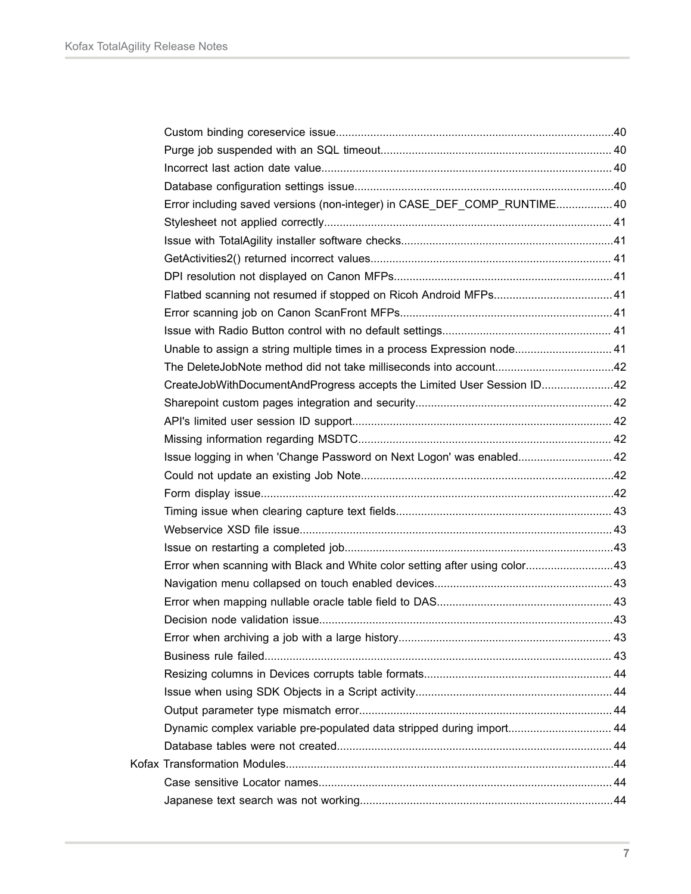- Custom binding coreservice issue........................................................................................40
- Purge job suspended with an SQL timeout.......................................................................... 40
- Incorrect last action date value............................................................................................ 40
- Database configuration settings issue...................................................................................40
- Error including saved versions (non-integer) in CASE_DEF_COMP_RUNTIME.................. 40
- Stylesheet not applied correctly........................................................................................... 41
- Issue with TotalAgility installer software checks...................................................................41
- GetActivities2() returned incorrect values............................................................................ 41
- DPI resolution not displayed on Canon MFPs......................................................................41
- Flatbed scanning not resumed if stopped on Ricoh Android MFPs......................................41
- Error scanning job on Canon ScanFront MFPs....................................................................41
- Issue with Radio Button control with no default settings...................................................... 41
- Unable to assign a string multiple times in a process Expression node............................... 41
- The DeleteJobNote method did not take milliseconds into account......................................42
- CreateJobWithDocumentAndProgress accepts the Limited User Session ID.......................42
- Sharepoint custom pages integration and security.............................................................. 42
- API's limited user session ID support.................................................................................. 42
- Missing information regarding MSDTC................................................................................ 42
- Issue logging in when 'Change Password on Next Logon' was enabled.............................. 42
- Could not update an existing Job Note................................................................................42
- Form display issue................................................................................................................42
- Timing issue when clearing capture text fields..................................................................... 43
- Webservice XSD file issue.................................................................................................... 43
- Issue on restarting a completed job......................................................................................43
- Error when scanning with Black and White color setting after using color............................43
- Navigation menu collapsed on touch enabled devices.........................................................43
- Error when mapping nullable oracle table field to DAS........................................................ 43
- Decision node validation issue..............................................................................................43
- Error when archiving a job with a large history.................................................................... 43
- Business rule failed.............................................................................................................. 43
- Resizing columns in Devices corrupts table formats............................................................ 44
- Issue when using SDK Objects in a Script activity............................................................... 44
- Output parameter type mismatch error................................................................................. 44
- Dynamic complex variable pre-populated data stripped during import................................. 44
- Database tables were not created........................................................................................ 44

Kofax Transformation Modules.........................................................................................................44

- Case sensitive Locator names.............................................................................................. 44
- Japanese text search was not working.................................................................................44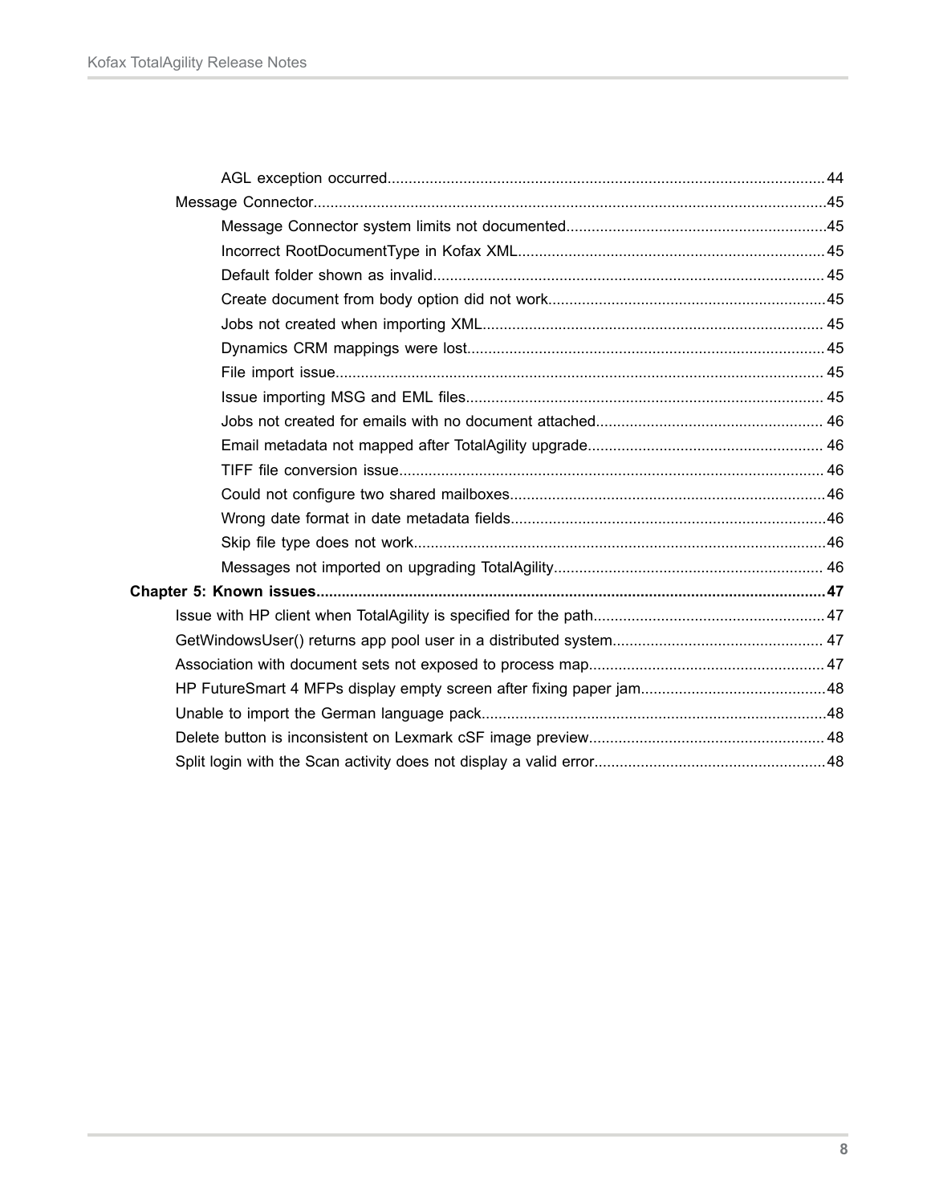AGL exception occurred........................................................................................................ 44

Message Connector.........................................................................................................................45

Message Connector system limits not documented.............................................................45

Incorrect RootDocumentType in Kofax XML......................................................................... 45

Default folder shown as invalid............................................................................................. 45

Create document from body option did not work..................................................................45

Jobs not created when importing XML................................................................................. 45

Dynamics CRM mappings were lost..................................................................................... 45

File import issue.................................................................................................................... 45

Issue importing MSG and EML files..................................................................................... 45

Jobs not created for emails with no document attached...................................................... 46

Email metadata not mapped after TotalAgility upgrade........................................................ 46

TIFF file conversion issue..................................................................................................... 46

Could not configure two shared mailboxes...........................................................................46

Wrong date format in date metadata fields...........................................................................46

Skip file type does not work..................................................................................................46

Messages not imported on upgrading TotalAgility................................................................ 46

**Chapter 5: Known issues.........................................................................................................................47**

Issue with HP client when TotalAgility is specified for the path....................................................... 47

GetWindowsUser() returns app pool user in a distributed system.................................................. 47

Association with document sets not exposed to process map........................................................ 47

HP FutureSmart 4 MFPs display empty screen after fixing paper jam............................................48

Unable to import the German language pack..................................................................................48

Delete button is inconsistent on Lexmark cSF image preview........................................................ 48

Split login with the Scan activity does not display a valid error.......................................................48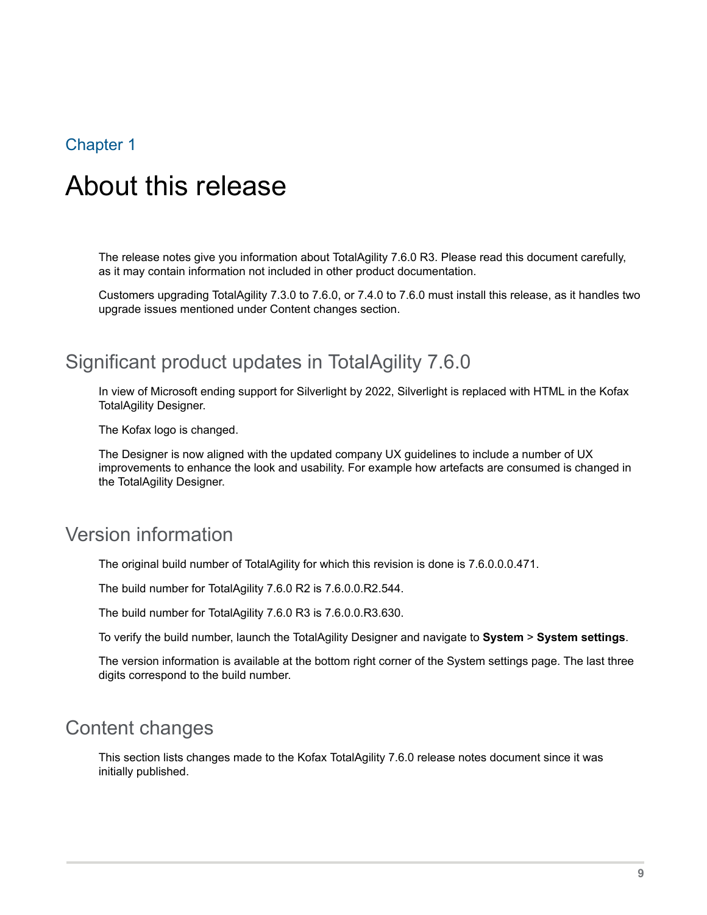Chapter 1

# About this release

The release notes give you information about TotalAgility 7.6.0 R3. Please read this document carefully, as it may contain information not included in other product documentation.

Customers upgrading TotalAgility 7.3.0 to 7.6.0, or 7.4.0 to 7.6.0 must install this release, as it handles two upgrade issues mentioned under Content changes section.

## Significant product updates in TotalAgility 7.6.0

In view of Microsoft ending support for Silverlight by 2022, Silverlight is replaced with HTML in the Kofax TotalAgility Designer.

The Kofax logo is changed.

The Designer is now aligned with the updated company UX guidelines to include a number of UX improvements to enhance the look and usability. For example how artefacts are consumed is changed in the TotalAgility Designer.

## Version information

The original build number of TotalAgility for which this revision is done is 7.6.0.0.0.471.

The build number for TotalAgility 7.6.0 R2 is 7.6.0.0.R2.544.

The build number for TotalAgility 7.6.0 R3 is 7.6.0.0.R3.630.

To verify the build number, launch the TotalAgility Designer and navigate to **System** > **System settings**.

The version information is available at the bottom right corner of the System settings page. The last three digits correspond to the build number.

## Content changes

This section lists changes made to the Kofax TotalAgility 7.6.0 release notes document since it was initially published.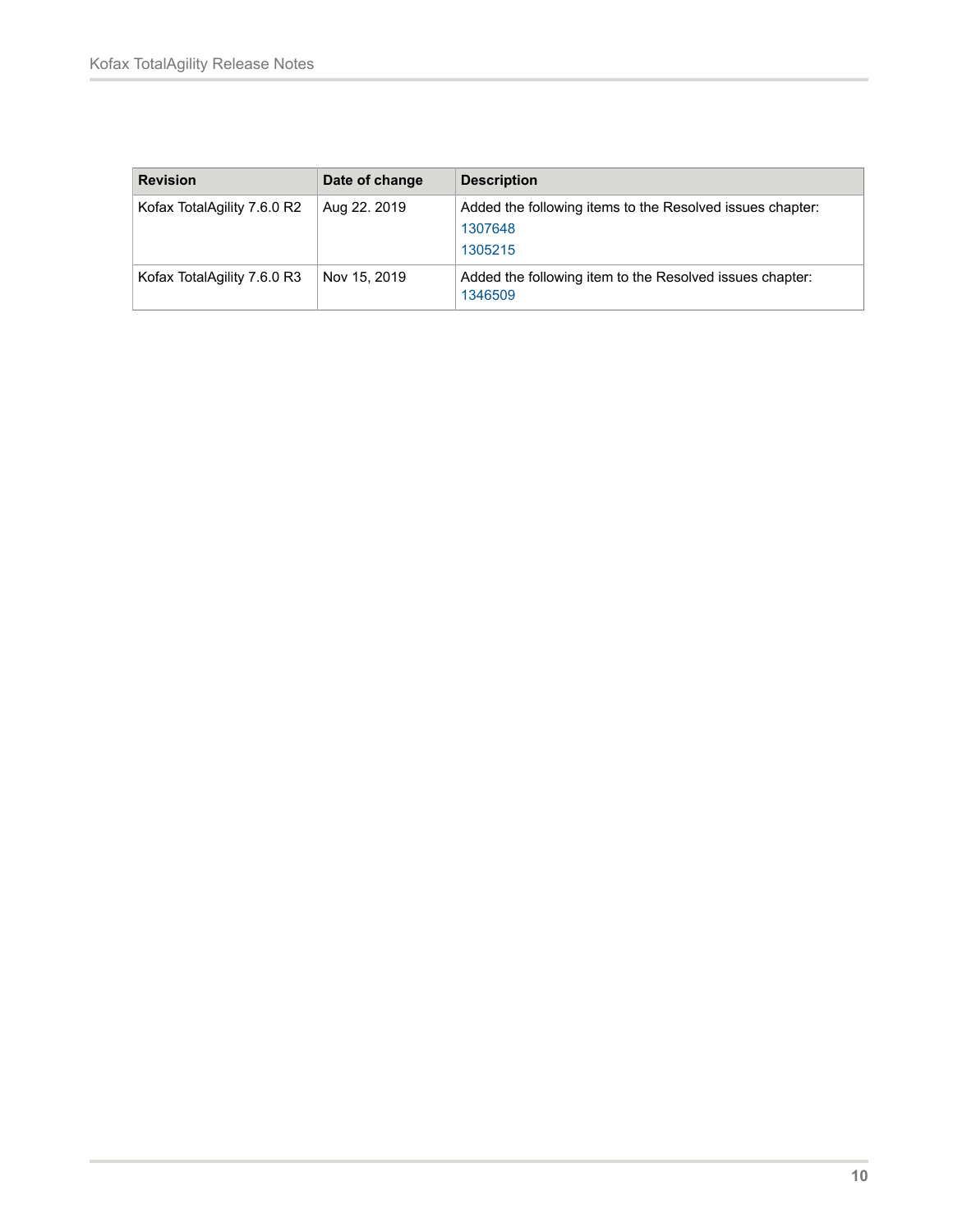| Revision | Date of change | Description |
| --- | --- | --- |
| Kofax TotalAgility 7.6.0 R2 | Aug 22. 2019 | Added the following items to the Resolved issues chapter: 1307648 1305215 |
| Kofax TotalAgility 7.6.0 R3 | Nov 15, 2019 | Added the following item to the Resolved issues chapter: 1346509 |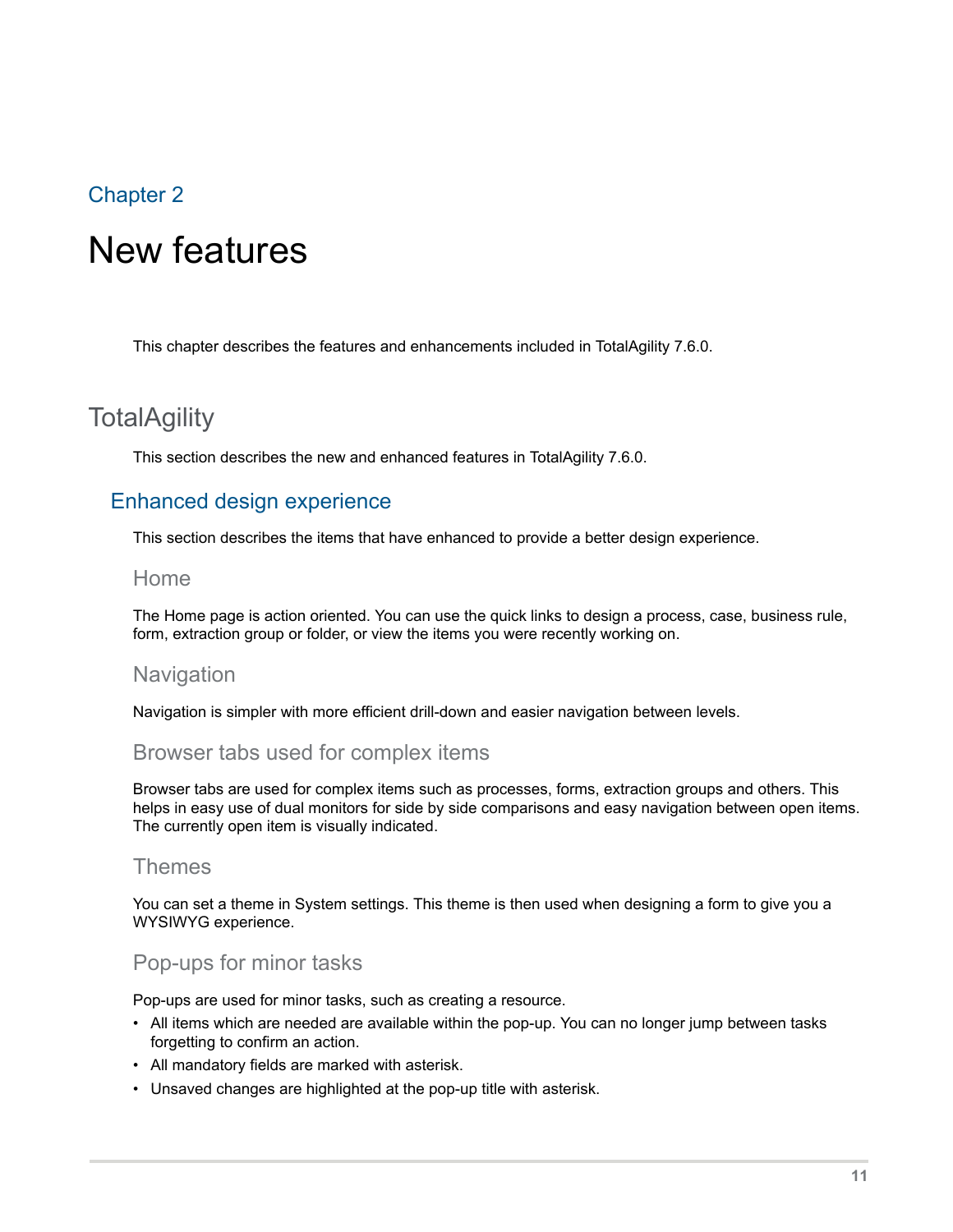Chapter 2

# New features

This chapter describes the features and enhancements included in TotalAgility 7.6.0.

## TotalAgility

This section describes the new and enhanced features in TotalAgility 7.6.0.

### Enhanced design experience

This section describes the items that have enhanced to provide a better design experience.

#### Home

The Home page is action oriented. You can use the quick links to design a process, case, business rule, form, extraction group or folder, or view the items you were recently working on.

#### Navigation

Navigation is simpler with more efficient drill-down and easier navigation between levels.

#### Browser tabs used for complex items

Browser tabs are used for complex items such as processes, forms, extraction groups and others. This helps in easy use of dual monitors for side by side comparisons and easy navigation between open items. The currently open item is visually indicated.

#### Themes

You can set a theme in System settings. This theme is then used when designing a form to give you a WYSIWYG experience.

#### Pop-ups for minor tasks

Pop-ups are used for minor tasks, such as creating a resource.

- All items which are needed are available within the pop-up. You can no longer jump between tasks forgetting to confirm an action.
- All mandatory fields are marked with asterisk.
- Unsaved changes are highlighted at the pop-up title with asterisk.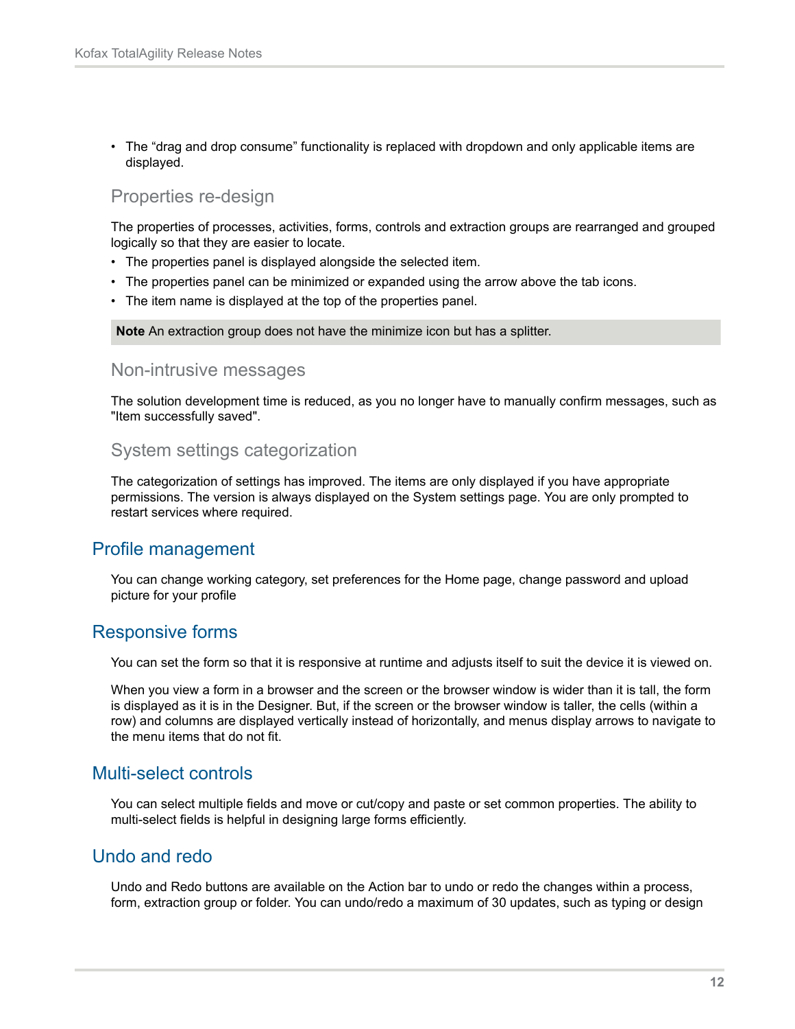- The “drag and drop consume” functionality is replaced with dropdown and only applicable items are displayed.

### Properties re-design

The properties of processes, activities, forms, controls and extraction groups are rearranged and grouped logically so that they are easier to locate.

- The properties panel is displayed alongside the selected item.
- The properties panel can be minimized or expanded using the arrow above the tab icons.
- The item name is displayed at the top of the properties panel.

> **Note** An extraction group does not have the minimize icon but has a splitter.

### Non-intrusive messages

The solution development time is reduced, as you no longer have to manually confirm messages, such as "Item successfully saved".

### System settings categorization

The categorization of settings has improved. The items are only displayed if you have appropriate permissions. The version is always displayed on the System settings page. You are only prompted to restart services where required.

## Profile management

You can change working category, set preferences for the Home page, change password and upload picture for your profile

## Responsive forms

You can set the form so that it is responsive at runtime and adjusts itself to suit the device it is viewed on.

When you view a form in a browser and the screen or the browser window is wider than it is tall, the form is displayed as it is in the Designer. But, if the screen or the browser window is taller, the cells (within a row) and columns are displayed vertically instead of horizontally, and menus display arrows to navigate to the menu items that do not fit.

## Multi-select controls

You can select multiple fields and move or cut/copy and paste or set common properties. The ability to multi-select fields is helpful in designing large forms efficiently.

## Undo and redo

Undo and Redo buttons are available on the Action bar to undo or redo the changes within a process, form, extraction group or folder. You can undo/redo a maximum of 30 updates, such as typing or design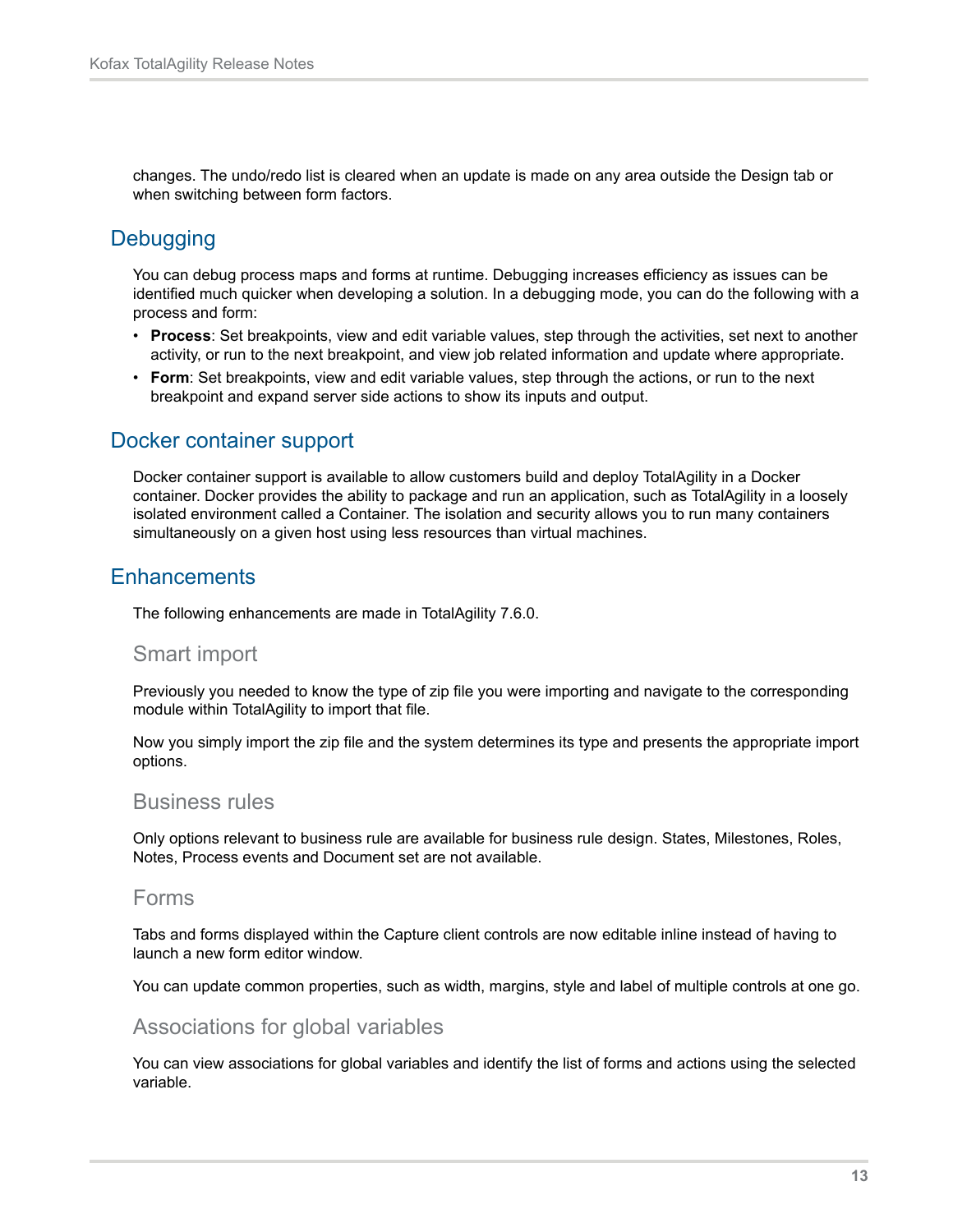changes. The undo/redo list is cleared when an update is made on any area outside the Design tab or when switching between form factors.

## Debugging

You can debug process maps and forms at runtime. Debugging increases efficiency as issues can be identified much quicker when developing a solution. In a debugging mode, you can do the following with a process and form:

- **Process**: Set breakpoints, view and edit variable values, step through the activities, set next to another activity, or run to the next breakpoint, and view job related information and update where appropriate.
- **Form**: Set breakpoints, view and edit variable values, step through the actions, or run to the next breakpoint and expand server side actions to show its inputs and output.

## Docker container support

Docker container support is available to allow customers build and deploy TotalAgility in a Docker container. Docker provides the ability to package and run an application, such as TotalAgility in a loosely isolated environment called a Container. The isolation and security allows you to run many containers simultaneously on a given host using less resources than virtual machines.

## Enhancements

The following enhancements are made in TotalAgility 7.6.0.

### Smart import

Previously you needed to know the type of zip file you were importing and navigate to the corresponding module within TotalAgility to import that file.

Now you simply import the zip file and the system determines its type and presents the appropriate import options.

### Business rules

Only options relevant to business rule are available for business rule design. States, Milestones, Roles, Notes, Process events and Document set are not available.

### Forms

Tabs and forms displayed within the Capture client controls are now editable inline instead of having to launch a new form editor window.

You can update common properties, such as width, margins, style and label of multiple controls at one go.

### Associations for global variables

You can view associations for global variables and identify the list of forms and actions using the selected variable.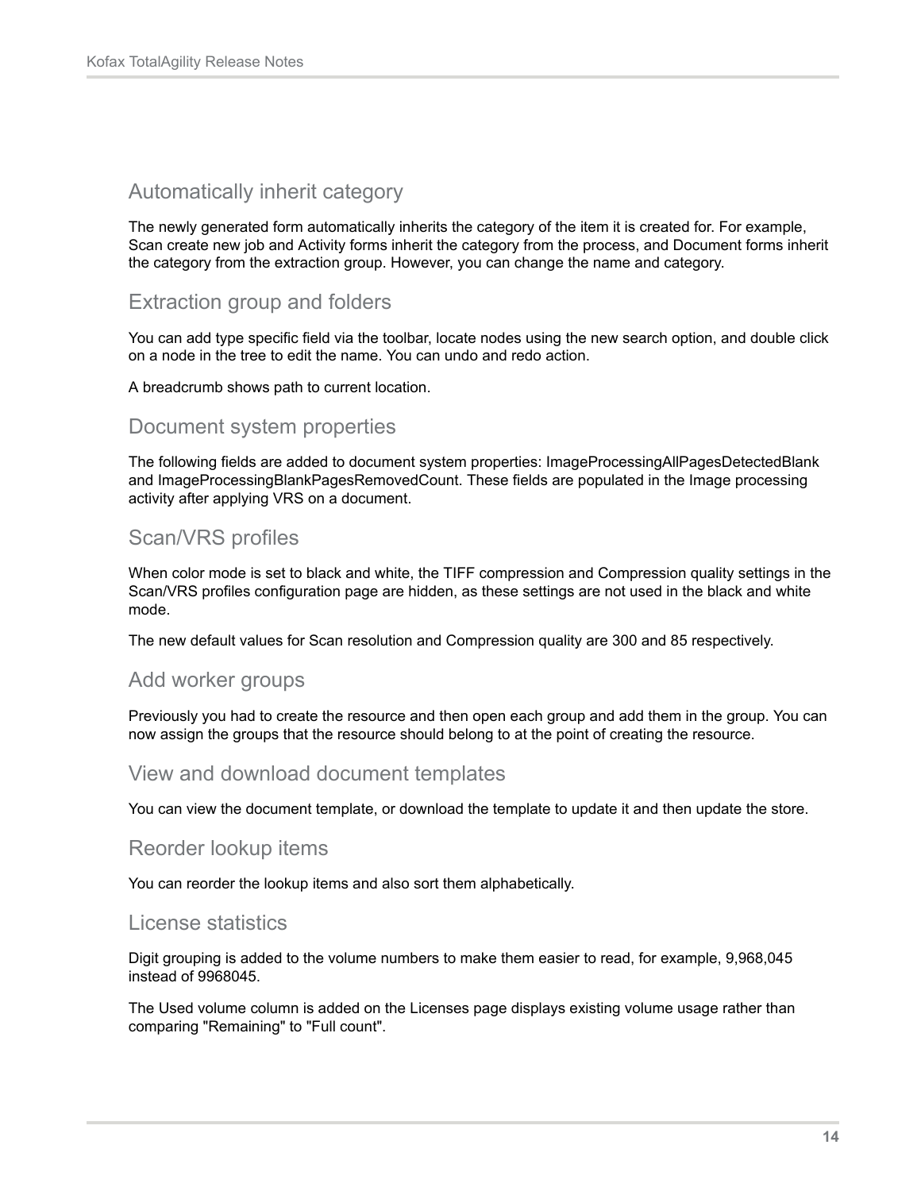### Automatically inherit category

The newly generated form automatically inherits the category of the item it is created for. For example, Scan create new job and Activity forms inherit the category from the process, and Document forms inherit the category from the extraction group. However, you can change the name and category.

### Extraction group and folders

You can add type specific field via the toolbar, locate nodes using the new search option, and double click on a node in the tree to edit the name. You can undo and redo action.

A breadcrumb shows path to current location.

### Document system properties

The following fields are added to document system properties: ImageProcessingAllPagesDetectedBlank and ImageProcessingBlankPagesRemovedCount. These fields are populated in the Image processing activity after applying VRS on a document.

### Scan/VRS profiles

When color mode is set to black and white, the TIFF compression and Compression quality settings in the Scan/VRS profiles configuration page are hidden, as these settings are not used in the black and white mode.

The new default values for Scan resolution and Compression quality are 300 and 85 respectively.

### Add worker groups

Previously you had to create the resource and then open each group and add them in the group. You can now assign the groups that the resource should belong to at the point of creating the resource.

### View and download document templates

You can view the document template, or download the template to update it and then update the store.

### Reorder lookup items

You can reorder the lookup items and also sort them alphabetically.

### License statistics

Digit grouping is added to the volume numbers to make them easier to read, for example, 9,968,045 instead of 9968045.

The Used volume column is added on the Licenses page displays existing volume usage rather than comparing "Remaining" to "Full count".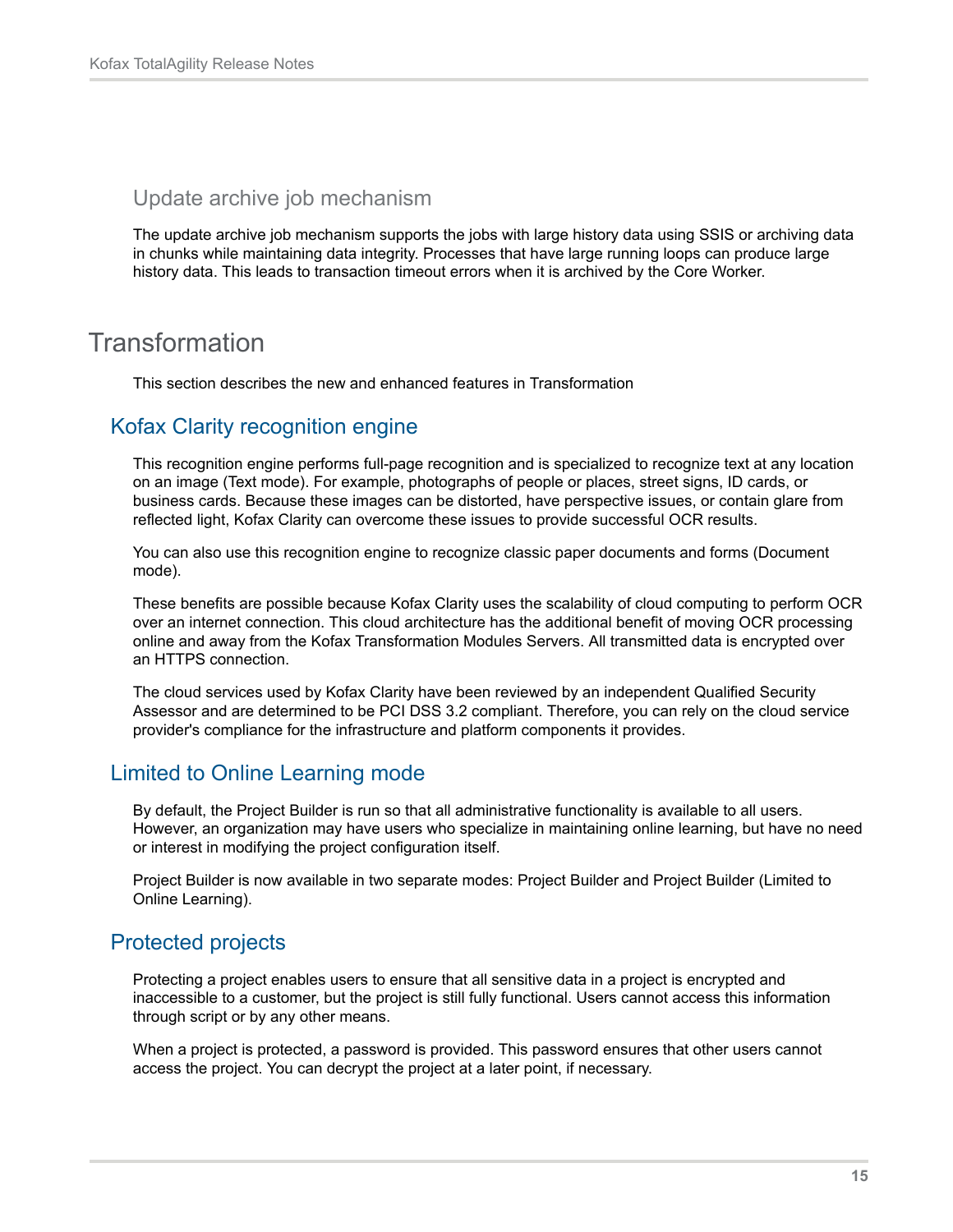### Update archive job mechanism

The update archive job mechanism supports the jobs with large history data using SSIS or archiving data in chunks while maintaining data integrity. Processes that have large running loops can produce large history data. This leads to transaction timeout errors when it is archived by the Core Worker.

# Transformation

This section describes the new and enhanced features in Transformation

## Kofax Clarity recognition engine

This recognition engine performs full-page recognition and is specialized to recognize text at any location on an image (Text mode). For example, photographs of people or places, street signs, ID cards, or business cards. Because these images can be distorted, have perspective issues, or contain glare from reflected light, Kofax Clarity can overcome these issues to provide successful OCR results.

You can also use this recognition engine to recognize classic paper documents and forms (Document mode).

These benefits are possible because Kofax Clarity uses the scalability of cloud computing to perform OCR over an internet connection. This cloud architecture has the additional benefit of moving OCR processing online and away from the Kofax Transformation Modules Servers. All transmitted data is encrypted over an HTTPS connection.

The cloud services used by Kofax Clarity have been reviewed by an independent Qualified Security Assessor and are determined to be PCI DSS 3.2 compliant. Therefore, you can rely on the cloud service provider's compliance for the infrastructure and platform components it provides.

## Limited to Online Learning mode

By default, the Project Builder is run so that all administrative functionality is available to all users. However, an organization may have users who specialize in maintaining online learning, but have no need or interest in modifying the project configuration itself.

Project Builder is now available in two separate modes: Project Builder and Project Builder (Limited to Online Learning).

## Protected projects

Protecting a project enables users to ensure that all sensitive data in a project is encrypted and inaccessible to a customer, but the project is still fully functional. Users cannot access this information through script or by any other means.

When a project is protected, a password is provided. This password ensures that other users cannot access the project. You can decrypt the project at a later point, if necessary.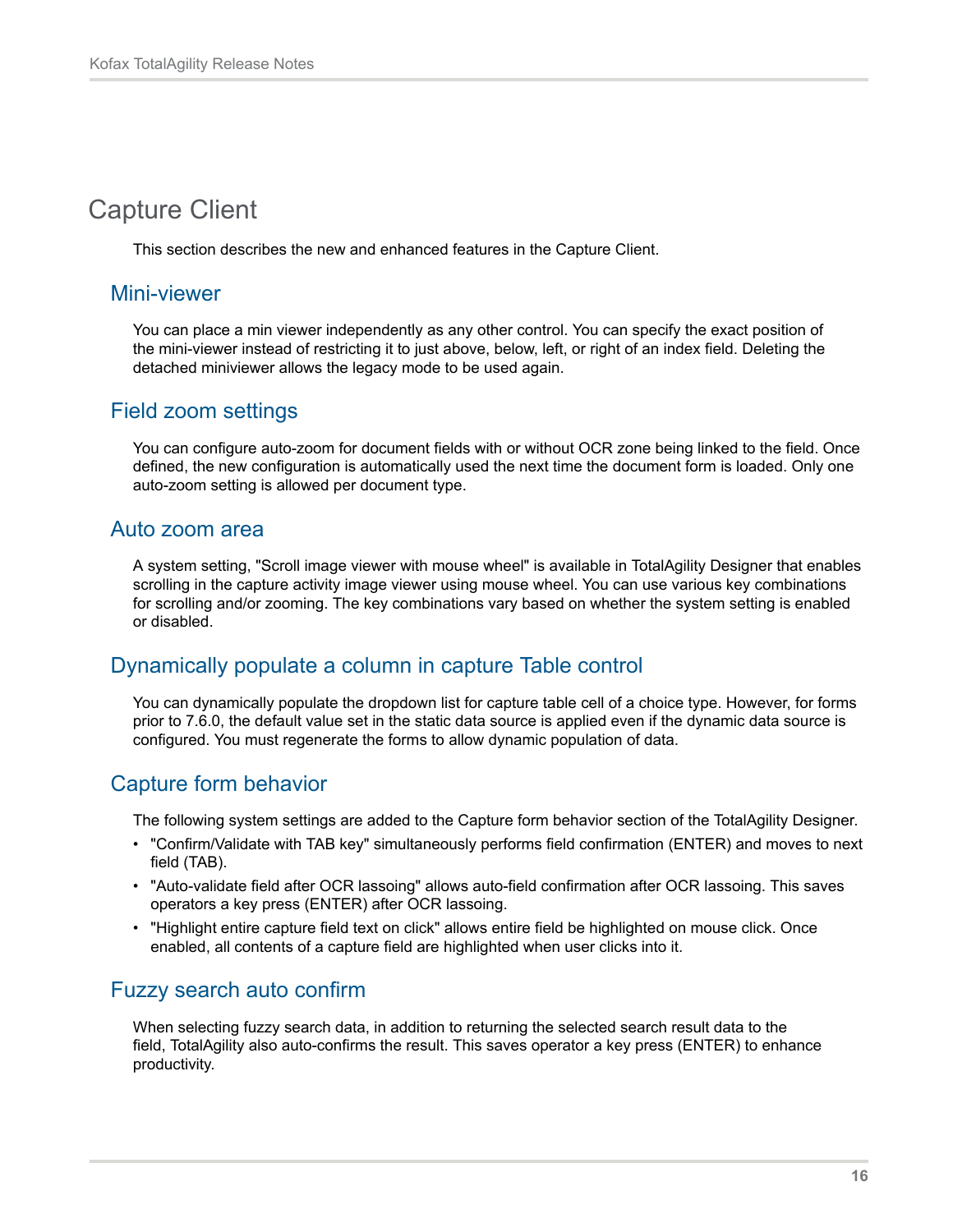# Capture Client

This section describes the new and enhanced features in the Capture Client.

## Mini-viewer

You can place a min viewer independently as any other control. You can specify the exact position of the mini-viewer instead of restricting it to just above, below, left, or right of an index field. Deleting the detached miniviewer allows the legacy mode to be used again.

## Field zoom settings

You can configure auto-zoom for document fields with or without OCR zone being linked to the field. Once defined, the new configuration is automatically used the next time the document form is loaded. Only one auto-zoom setting is allowed per document type.

## Auto zoom area

A system setting, "Scroll image viewer with mouse wheel" is available in TotalAgility Designer that enables scrolling in the capture activity image viewer using mouse wheel. You can use various key combinations for scrolling and/or zooming. The key combinations vary based on whether the system setting is enabled or disabled.

## Dynamically populate a column in capture Table control

You can dynamically populate the dropdown list for capture table cell of a choice type. However, for forms prior to 7.6.0, the default value set in the static data source is applied even if the dynamic data source is configured. You must regenerate the forms to allow dynamic population of data.

## Capture form behavior

The following system settings are added to the Capture form behavior section of the TotalAgility Designer.

- "Confirm/Validate with TAB key" simultaneously performs field confirmation (ENTER) and moves to next field (TAB).
- "Auto-validate field after OCR lassoing" allows auto-field confirmation after OCR lassoing. This saves operators a key press (ENTER) after OCR lassoing.
- "Highlight entire capture field text on click" allows entire field be highlighted on mouse click. Once enabled, all contents of a capture field are highlighted when user clicks into it.

## Fuzzy search auto confirm

When selecting fuzzy search data, in addition to returning the selected search result data to the field, TotalAgility also auto-confirms the result. This saves operator a key press (ENTER) to enhance productivity.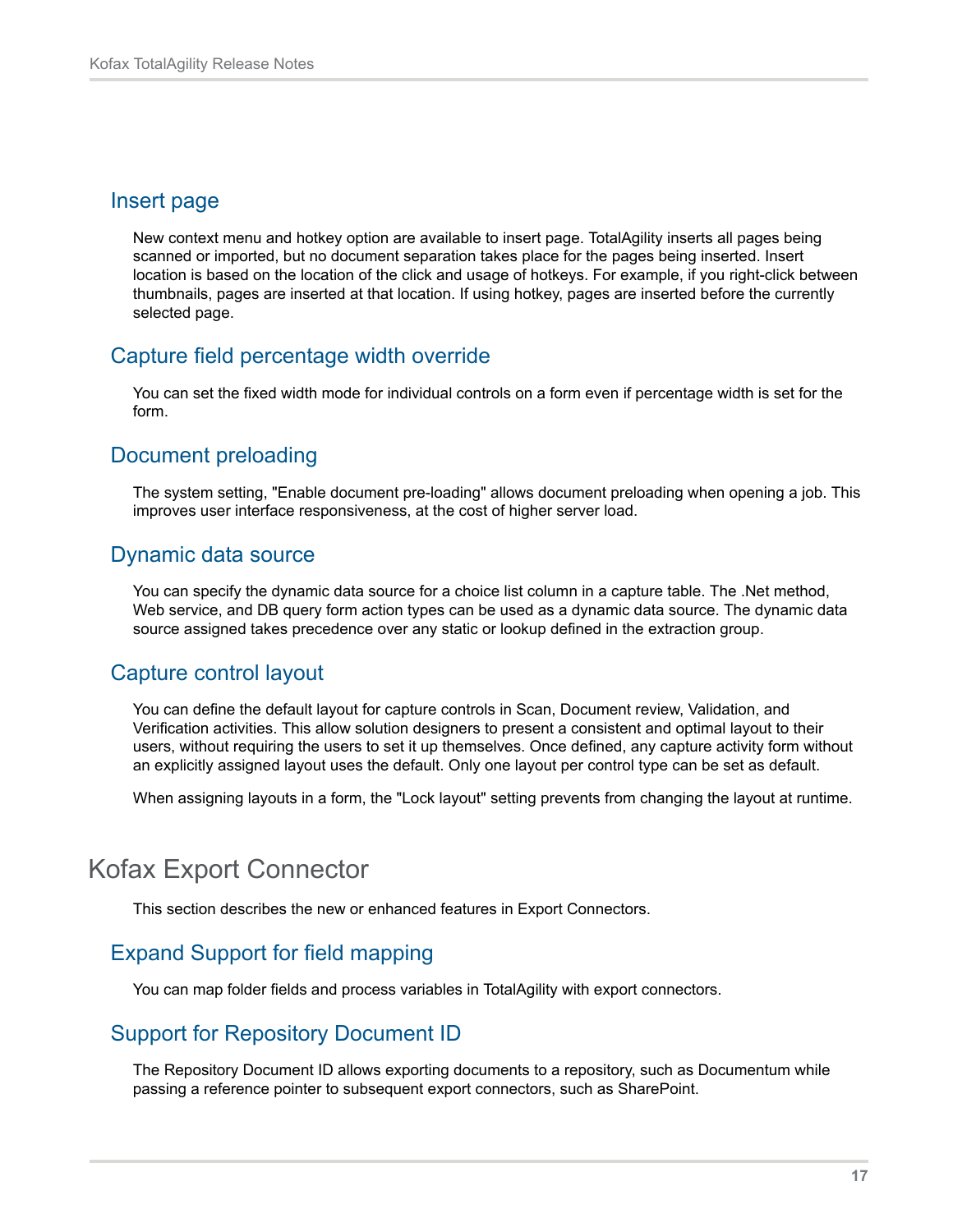### Insert page

New context menu and hotkey option are available to insert page. TotalAgility inserts all pages being scanned or imported, but no document separation takes place for the pages being inserted. Insert location is based on the location of the click and usage of hotkeys. For example, if you right-click between thumbnails, pages are inserted at that location. If using hotkey, pages are inserted before the currently selected page.

### Capture field percentage width override

You can set the fixed width mode for individual controls on a form even if percentage width is set for the form.

### Document preloading

The system setting, "Enable document pre-loading" allows document preloading when opening a job. This improves user interface responsiveness, at the cost of higher server load.

### Dynamic data source

You can specify the dynamic data source for a choice list column in a capture table. The .Net method, Web service, and DB query form action types can be used as a dynamic data source. The dynamic data source assigned takes precedence over any static or lookup defined in the extraction group.

### Capture control layout

You can define the default layout for capture controls in Scan, Document review, Validation, and Verification activities. This allow solution designers to present a consistent and optimal layout to their users, without requiring the users to set it up themselves. Once defined, any capture activity form without an explicitly assigned layout uses the default. Only one layout per control type can be set as default.

When assigning layouts in a form, the "Lock layout" setting prevents from changing the layout at runtime.

## Kofax Export Connector

This section describes the new or enhanced features in Export Connectors.

### Expand Support for field mapping

You can map folder fields and process variables in TotalAgility with export connectors.

### Support for Repository Document ID

The Repository Document ID allows exporting documents to a repository, such as Documentum while passing a reference pointer to subsequent export connectors, such as SharePoint.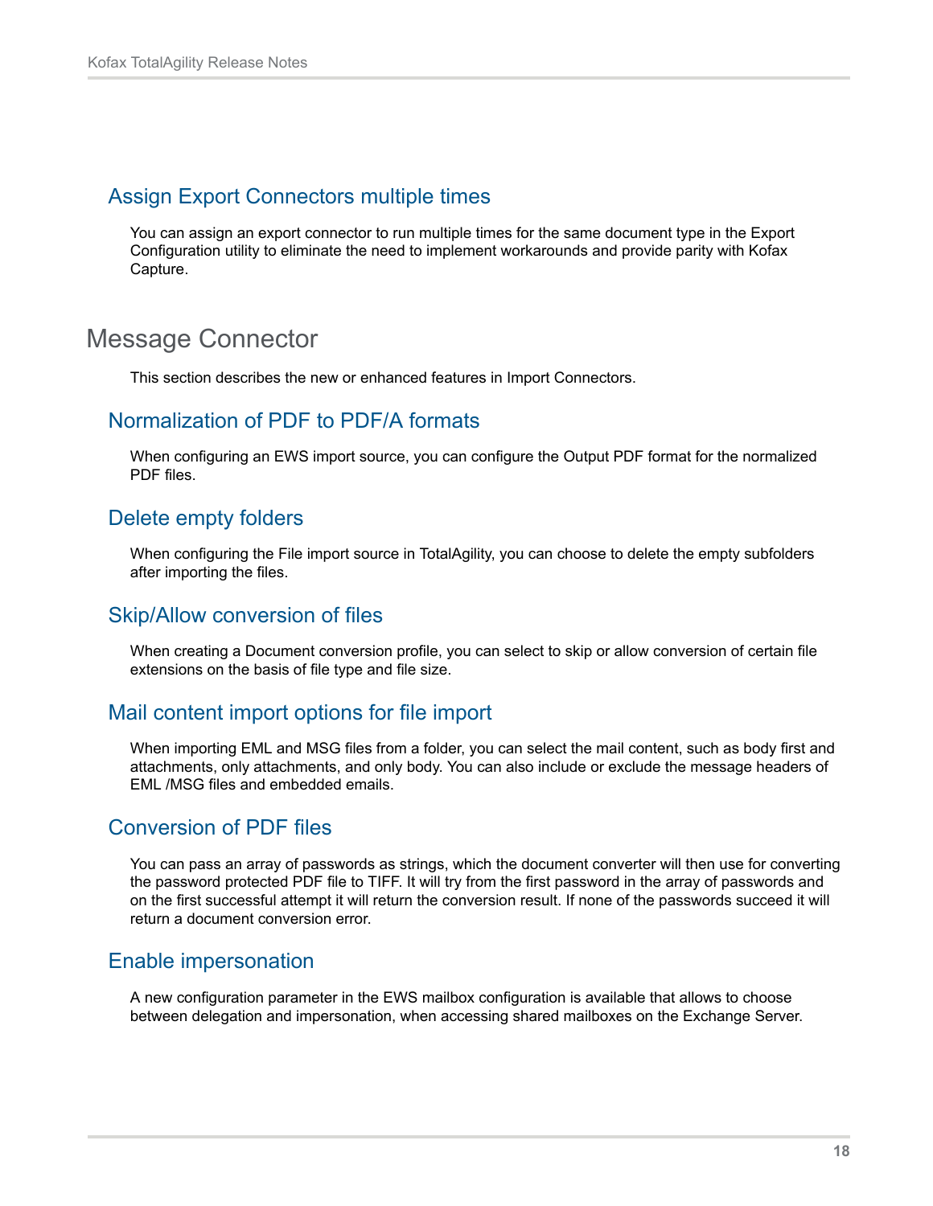### Assign Export Connectors multiple times

You can assign an export connector to run multiple times for the same document type in the Export Configuration utility to eliminate the need to implement workarounds and provide parity with Kofax Capture.

## Message Connector

This section describes the new or enhanced features in Import Connectors.

### Normalization of PDF to PDF/A formats

When configuring an EWS import source, you can configure the Output PDF format for the normalized PDF files.

### Delete empty folders

When configuring the File import source in TotalAgility, you can choose to delete the empty subfolders after importing the files.

### Skip/Allow conversion of files

When creating a Document conversion profile, you can select to skip or allow conversion of certain file extensions on the basis of file type and file size.

### Mail content import options for file import

When importing EML and MSG files from a folder, you can select the mail content, such as body first and attachments, only attachments, and only body. You can also include or exclude the message headers of EML /MSG files and embedded emails.

### Conversion of PDF files

You can pass an array of passwords as strings, which the document converter will then use for converting the password protected PDF file to TIFF. It will try from the first password in the array of passwords and on the first successful attempt it will return the conversion result. If none of the passwords succeed it will return a document conversion error.

### Enable impersonation

A new configuration parameter in the EWS mailbox configuration is available that allows to choose between delegation and impersonation, when accessing shared mailboxes on the Exchange Server.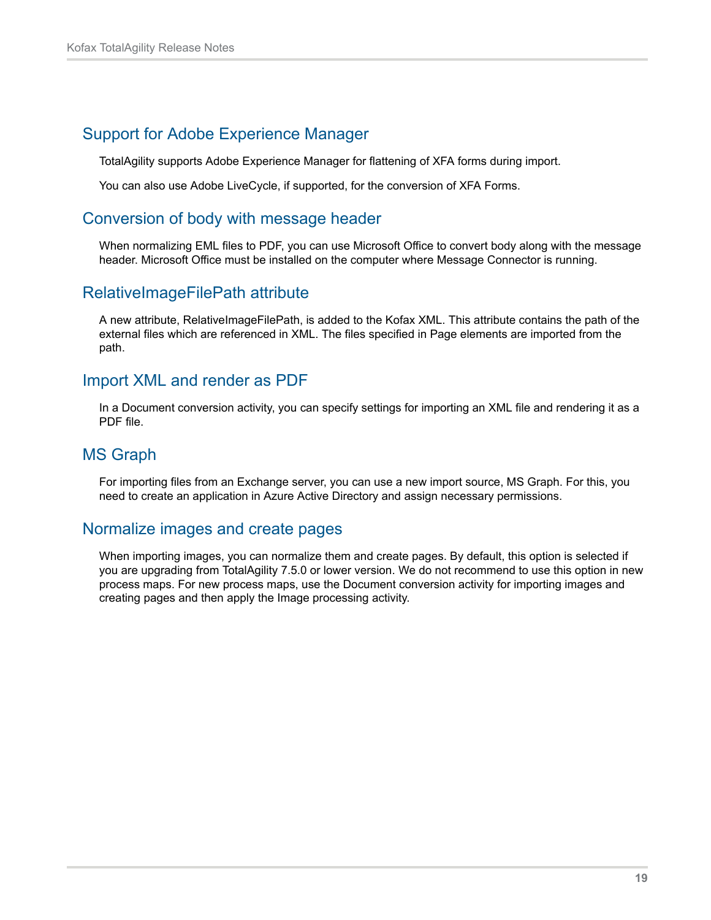## Support for Adobe Experience Manager

TotalAgility supports Adobe Experience Manager for flattening of XFA forms during import.

You can also use Adobe LiveCycle, if supported, for the conversion of XFA Forms.

## Conversion of body with message header

When normalizing EML files to PDF, you can use Microsoft Office to convert body along with the message header. Microsoft Office must be installed on the computer where Message Connector is running.

## RelativeImageFilePath attribute

A new attribute, RelativeImageFilePath, is added to the Kofax XML. This attribute contains the path of the external files which are referenced in XML. The files specified in Page elements are imported from the path.

## Import XML and render as PDF

In a Document conversion activity, you can specify settings for importing an XML file and rendering it as a PDF file.

## MS Graph

For importing files from an Exchange server, you can use a new import source, MS Graph. For this, you need to create an application in Azure Active Directory and assign necessary permissions.

## Normalize images and create pages

When importing images, you can normalize them and create pages. By default, this option is selected if you are upgrading from TotalAgility 7.5.0 or lower version. We do not recommend to use this option in new process maps. For new process maps, use the Document conversion activity for importing images and creating pages and then apply the Image processing activity.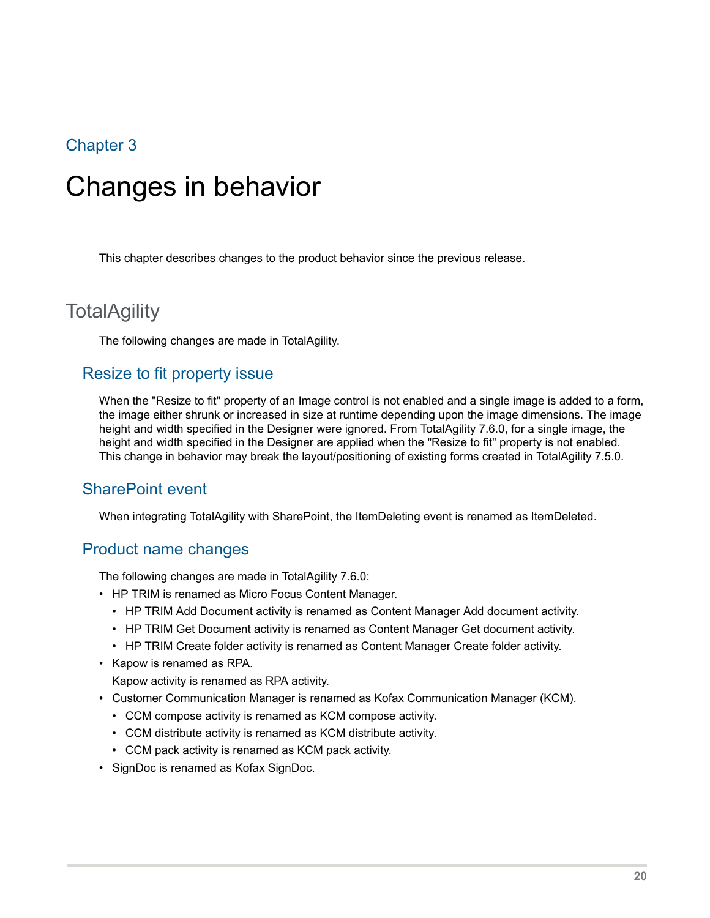Chapter 3

# Changes in behavior

This chapter describes changes to the product behavior since the previous release.

## TotalAgility

The following changes are made in TotalAgility.

### Resize to fit property issue

When the "Resize to fit" property of an Image control is not enabled and a single image is added to a form, the image either shrunk or increased in size at runtime depending upon the image dimensions. The image height and width specified in the Designer were ignored. From TotalAgility 7.6.0, for a single image, the height and width specified in the Designer are applied when the "Resize to fit" property is not enabled. This change in behavior may break the layout/positioning of existing forms created in TotalAgility 7.5.0.

### SharePoint event

When integrating TotalAgility with SharePoint, the ItemDeleting event is renamed as ItemDeleted.

### Product name changes

The following changes are made in TotalAgility 7.6.0:

- HP TRIM is renamed as Micro Focus Content Manager.
  - HP TRIM Add Document activity is renamed as Content Manager Add document activity.
  - HP TRIM Get Document activity is renamed as Content Manager Get document activity.
  - HP TRIM Create folder activity is renamed as Content Manager Create folder activity.
- Kapow is renamed as RPA.

  Kapow activity is renamed as RPA activity.
- Customer Communication Manager is renamed as Kofax Communication Manager (KCM).
  - CCM compose activity is renamed as KCM compose activity.
  - CCM distribute activity is renamed as KCM distribute activity.
  - CCM pack activity is renamed as KCM pack activity.
- SignDoc is renamed as Kofax SignDoc.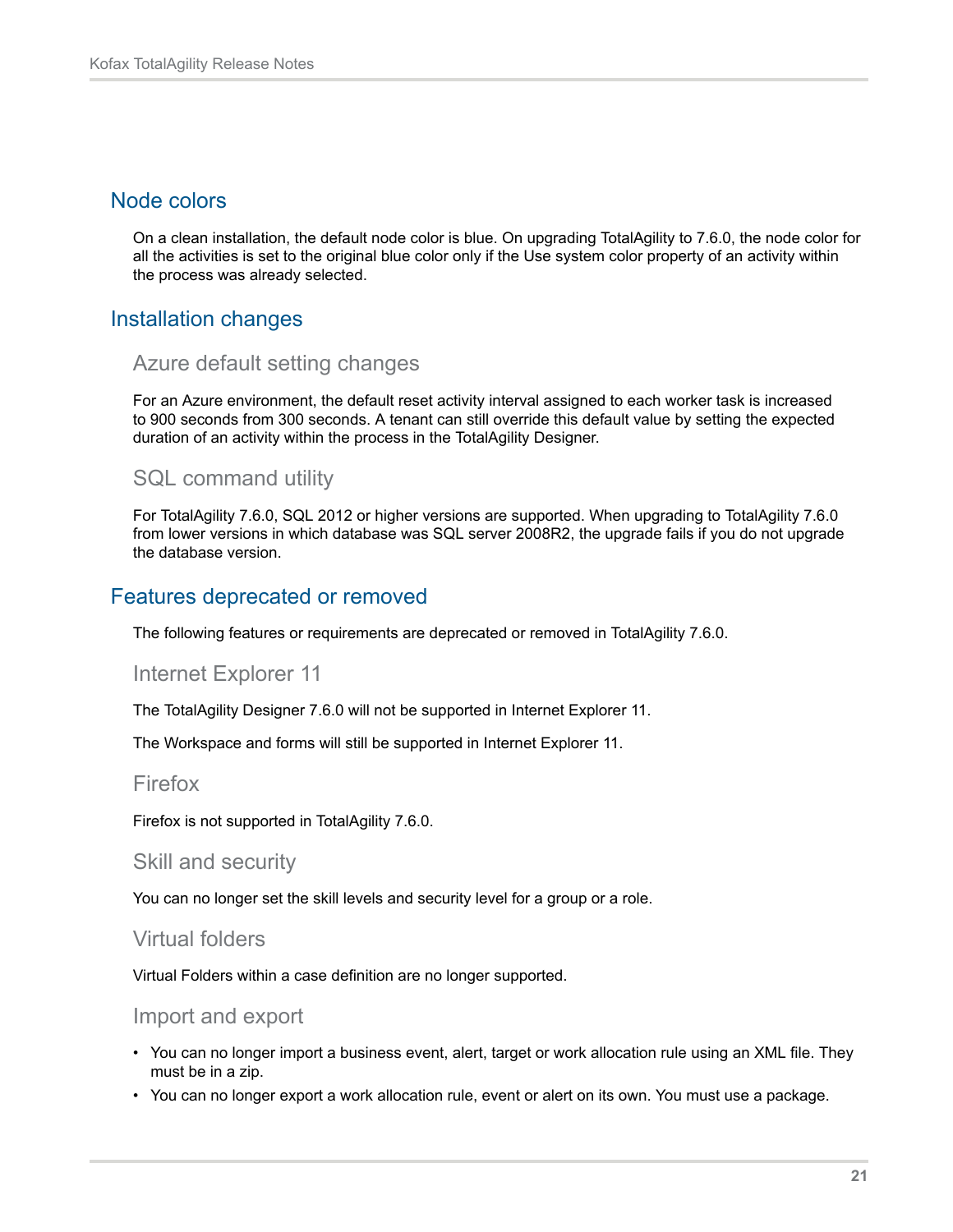## Node colors

On a clean installation, the default node color is blue. On upgrading TotalAgility to 7.6.0, the node color for all the activities is set to the original blue color only if the Use system color property of an activity within the process was already selected.

## Installation changes

### Azure default setting changes

For an Azure environment, the default reset activity interval assigned to each worker task is increased to 900 seconds from 300 seconds. A tenant can still override this default value by setting the expected duration of an activity within the process in the TotalAgility Designer.

### SQL command utility

For TotalAgility 7.6.0, SQL 2012 or higher versions are supported. When upgrading to TotalAgility 7.6.0 from lower versions in which database was SQL server 2008R2, the upgrade fails if you do not upgrade the database version.

## Features deprecated or removed

The following features or requirements are deprecated or removed in TotalAgility 7.6.0.

### Internet Explorer 11

The TotalAgility Designer 7.6.0 will not be supported in Internet Explorer 11.

The Workspace and forms will still be supported in Internet Explorer 11.

### Firefox

Firefox is not supported in TotalAgility 7.6.0.

### Skill and security

You can no longer set the skill levels and security level for a group or a role.

### Virtual folders

Virtual Folders within a case definition are no longer supported.

### Import and export

- You can no longer import a business event, alert, target or work allocation rule using an XML file. They must be in a zip.
- You can no longer export a work allocation rule, event or alert on its own. You must use a package.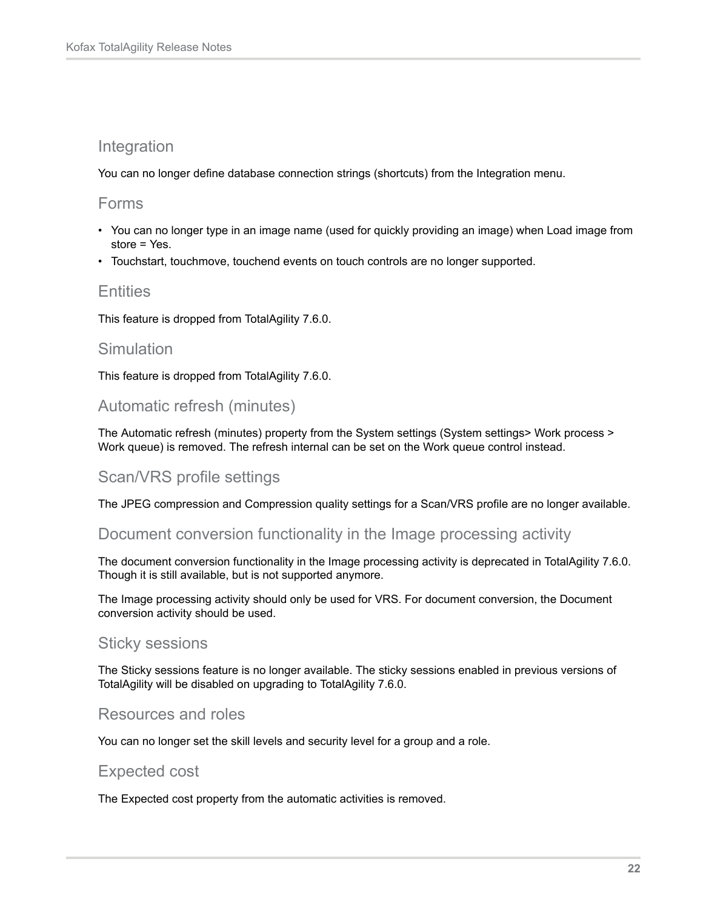## Integration

You can no longer define database connection strings (shortcuts) from the Integration menu.

## Forms

- You can no longer type in an image name (used for quickly providing an image) when Load image from store = Yes.
- Touchstart, touchmove, touchend events on touch controls are no longer supported.

## Entities

This feature is dropped from TotalAgility 7.6.0.

## Simulation

This feature is dropped from TotalAgility 7.6.0.

## Automatic refresh (minutes)

The Automatic refresh (minutes) property from the System settings (System settings> Work process > Work queue) is removed. The refresh internal can be set on the Work queue control instead.

## Scan/VRS profile settings

The JPEG compression and Compression quality settings for a Scan/VRS profile are no longer available.

## Document conversion functionality in the Image processing activity

The document conversion functionality in the Image processing activity is deprecated in TotalAgility 7.6.0. Though it is still available, but is not supported anymore.

The Image processing activity should only be used for VRS. For document conversion, the Document conversion activity should be used.

## Sticky sessions

The Sticky sessions feature is no longer available. The sticky sessions enabled in previous versions of TotalAgility will be disabled on upgrading to TotalAgility 7.6.0.

## Resources and roles

You can no longer set the skill levels and security level for a group and a role.

## Expected cost

The Expected cost property from the automatic activities is removed.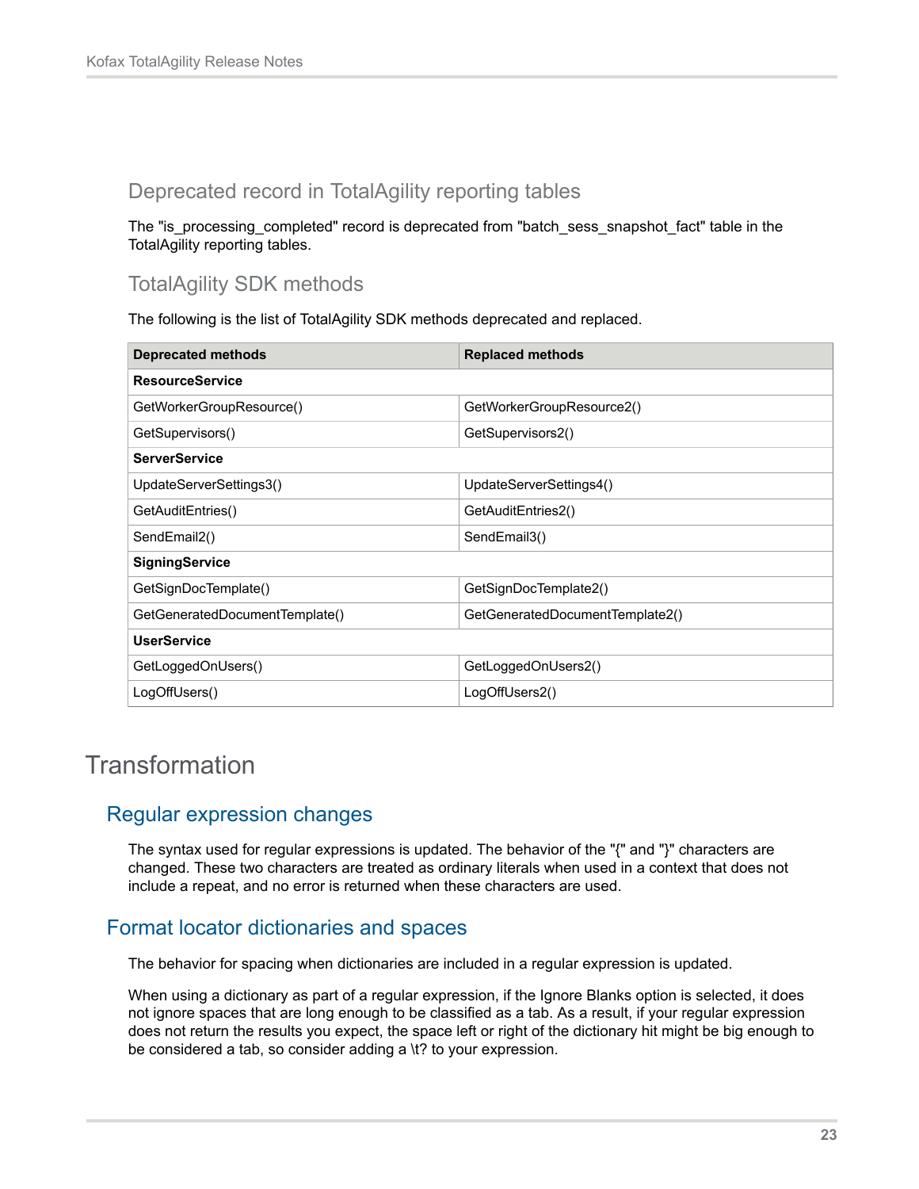### Deprecated record in TotalAgility reporting tables

The "is_processing_completed" record is deprecated from "batch_sess_snapshot_fact" table in the TotalAgility reporting tables.

### TotalAgility SDK methods

The following is the list of TotalAgility SDK methods deprecated and replaced.

| Deprecated methods | Replaced methods |
|---|---|
| **ResourceService** | |
| GetWorkerGroupResource() | GetWorkerGroupResource2() |
| GetSupervisors() | GetSupervisors2() |
| **ServerService** | |
| UpdateServerSettings3() | UpdateServerSettings4() |
| GetAuditEntries() | GetAuditEntries2() |
| SendEmail2() | SendEmail3() |
| **SigningService** | |
| GetSignDocTemplate() | GetSignDocTemplate2() |
| GetGeneratedDocumentTemplate() | GetGeneratedDocumentTemplate2() |
| **UserService** | |
| GetLoggedOnUsers() | GetLoggedOnUsers2() |
| LogOffUsers() | LogOffUsers2() |

# Transformation

## Regular expression changes

The syntax used for regular expressions is updated. The behavior of the "{" and "}" characters are changed. These two characters are treated as ordinary literals when used in a context that does not include a repeat, and no error is returned when these characters are used.

## Format locator dictionaries and spaces

The behavior for spacing when dictionaries are included in a regular expression is updated.

When using a dictionary as part of a regular expression, if the Ignore Blanks option is selected, it does not ignore spaces that are long enough to be classified as a tab. As a result, if your regular expression does not return the results you expect, the space left or right of the dictionary hit might be big enough to be considered a tab, so consider adding a \t? to your expression.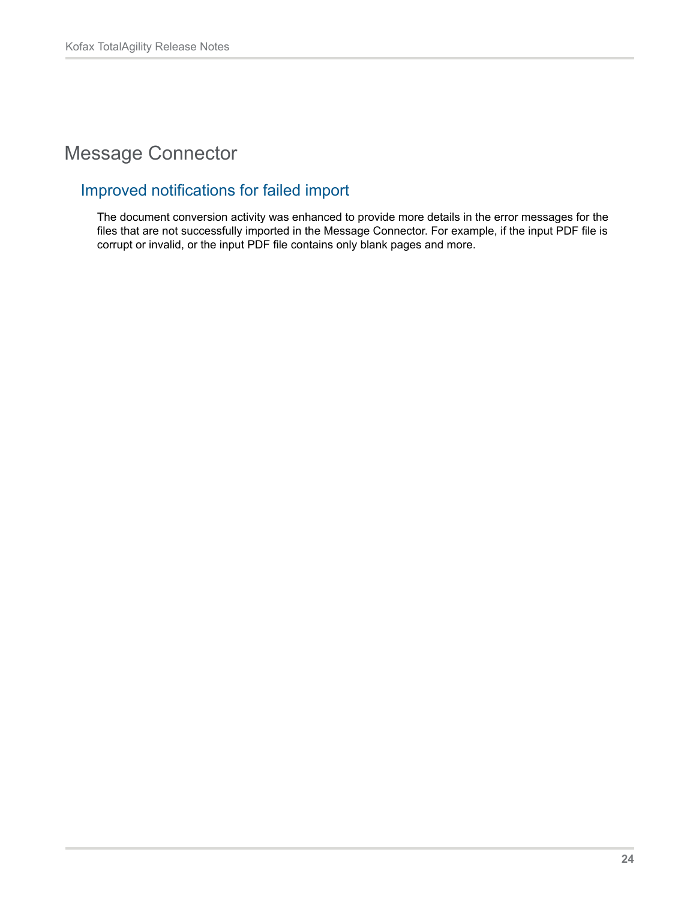# Message Connector

## Improved notifications for failed import

The document conversion activity was enhanced to provide more details in the error messages for the files that are not successfully imported in the Message Connector. For example, if the input PDF file is corrupt or invalid, or the input PDF file contains only blank pages and more.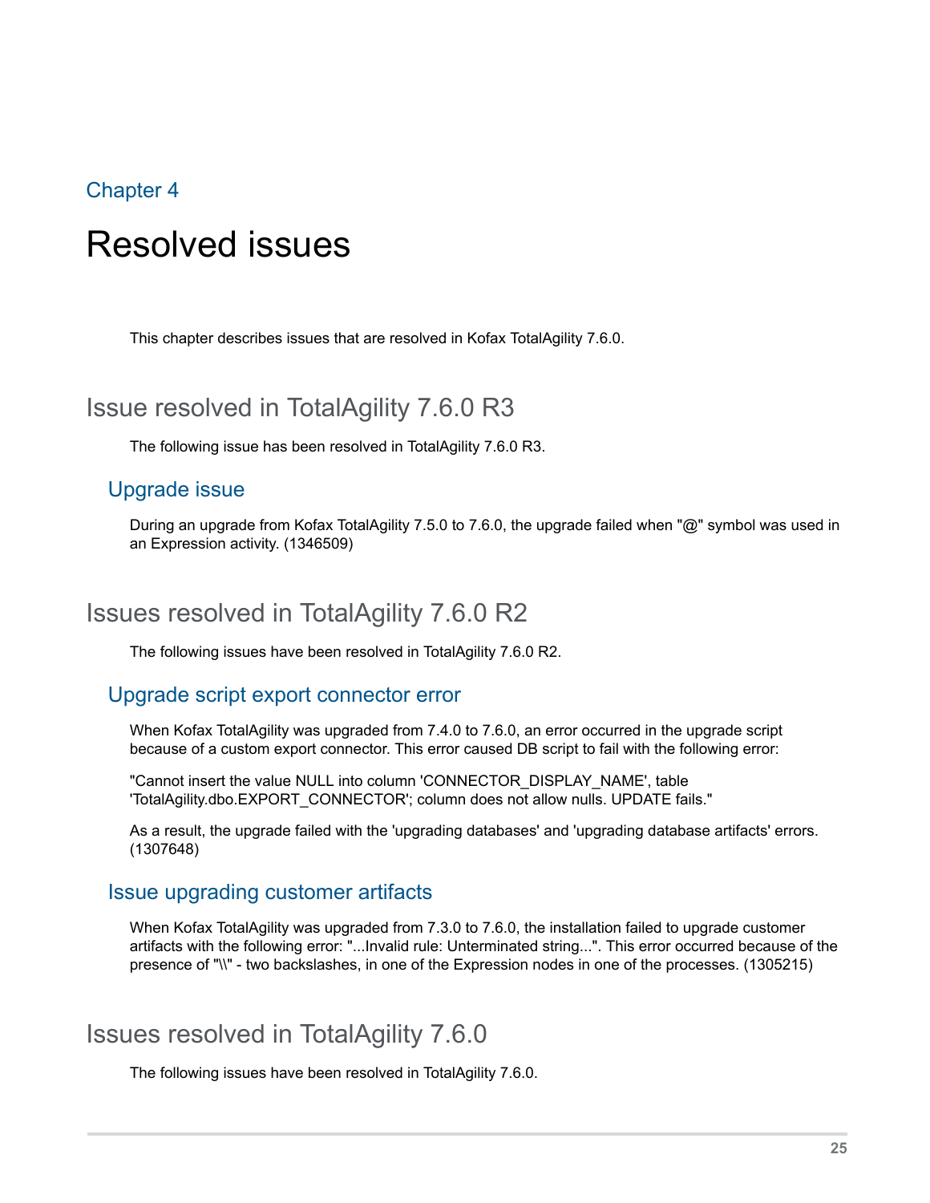Chapter 4

# Resolved issues

This chapter describes issues that are resolved in Kofax TotalAgility 7.6.0.

## Issue resolved in TotalAgility 7.6.0 R3

The following issue has been resolved in TotalAgility 7.6.0 R3.

### Upgrade issue

During an upgrade from Kofax TotalAgility 7.5.0 to 7.6.0, the upgrade failed when "@" symbol was used in an Expression activity. (1346509)

## Issues resolved in TotalAgility 7.6.0 R2

The following issues have been resolved in TotalAgility 7.6.0 R2.

### Upgrade script export connector error

When Kofax TotalAgility was upgraded from 7.4.0 to 7.6.0, an error occurred in the upgrade script because of a custom export connector. This error caused DB script to fail with the following error:

"Cannot insert the value NULL into column 'CONNECTOR_DISPLAY_NAME', table 'TotalAgility.dbo.EXPORT_CONNECTOR'; column does not allow nulls. UPDATE fails."

As a result, the upgrade failed with the 'upgrading databases' and 'upgrading database artifacts' errors. (1307648)

### Issue upgrading customer artifacts

When Kofax TotalAgility was upgraded from 7.3.0 to 7.6.0, the installation failed to upgrade customer artifacts with the following error: "...Invalid rule: Unterminated string...". This error occurred because of the presence of "\\" - two backslashes, in one of the Expression nodes in one of the processes. (1305215)

## Issues resolved in TotalAgility 7.6.0

The following issues have been resolved in TotalAgility 7.6.0.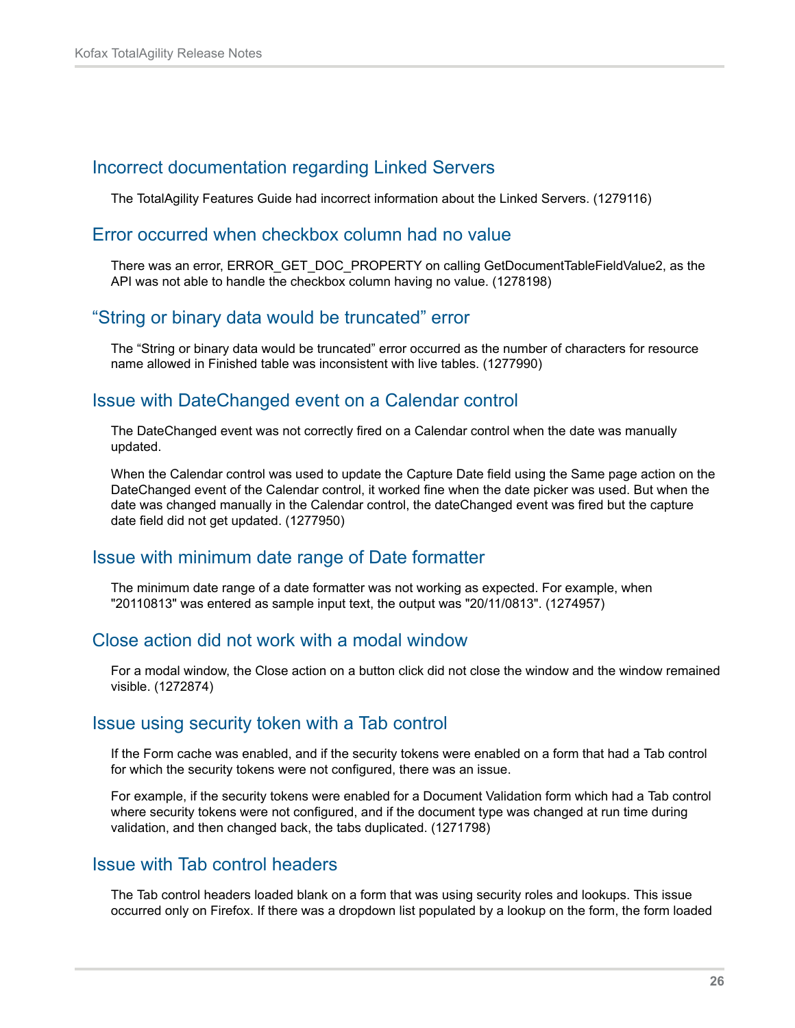## Incorrect documentation regarding Linked Servers

The TotalAgility Features Guide had incorrect information about the Linked Servers. (1279116)

## Error occurred when checkbox column had no value

There was an error, ERROR_GET_DOC_PROPERTY on calling GetDocumentTableFieldValue2, as the API was not able to handle the checkbox column having no value. (1278198)

## "String or binary data would be truncated" error

The "String or binary data would be truncated" error occurred as the number of characters for resource name allowed in Finished table was inconsistent with live tables. (1277990)

## Issue with DateChanged event on a Calendar control

The DateChanged event was not correctly fired on a Calendar control when the date was manually updated.

When the Calendar control was used to update the Capture Date field using the Same page action on the DateChanged event of the Calendar control, it worked fine when the date picker was used. But when the date was changed manually in the Calendar control, the dateChanged event was fired but the capture date field did not get updated. (1277950)

## Issue with minimum date range of Date formatter

The minimum date range of a date formatter was not working as expected. For example, when "20110813" was entered as sample input text, the output was "20/11/0813". (1274957)

## Close action did not work with a modal window

For a modal window, the Close action on a button click did not close the window and the window remained visible. (1272874)

## Issue using security token with a Tab control

If the Form cache was enabled, and if the security tokens were enabled on a form that had a Tab control for which the security tokens were not configured, there was an issue.

For example, if the security tokens were enabled for a Document Validation form which had a Tab control where security tokens were not configured, and if the document type was changed at run time during validation, and then changed back, the tabs duplicated. (1271798)

## Issue with Tab control headers

The Tab control headers loaded blank on a form that was using security roles and lookups. This issue occurred only on Firefox. If there was a dropdown list populated by a lookup on the form, the form loaded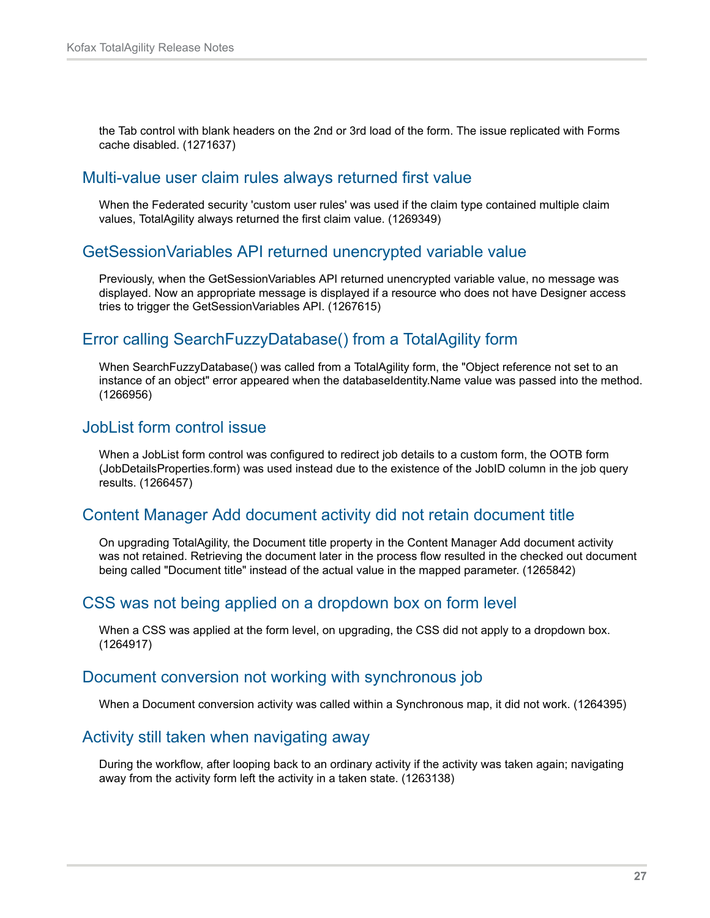the Tab control with blank headers on the 2nd or 3rd load of the form. The issue replicated with Forms cache disabled. (1271637)

### Multi-value user claim rules always returned first value

When the Federated security 'custom user rules' was used if the claim type contained multiple claim values, TotalAgility always returned the first claim value. (1269349)

### GetSessionVariables API returned unencrypted variable value

Previously, when the GetSessionVariables API returned unencrypted variable value, no message was displayed. Now an appropriate message is displayed if a resource who does not have Designer access tries to trigger the GetSessionVariables API. (1267615)

### Error calling SearchFuzzyDatabase() from a TotalAgility form

When SearchFuzzyDatabase() was called from a TotalAgility form, the "Object reference not set to an instance of an object" error appeared when the databaseIdentity.Name value was passed into the method. (1266956)

### JobList form control issue

When a JobList form control was configured to redirect job details to a custom form, the OOTB form (JobDetailsProperties.form) was used instead due to the existence of the JobID column in the job query results. (1266457)

### Content Manager Add document activity did not retain document title

On upgrading TotalAgility, the Document title property in the Content Manager Add document activity was not retained. Retrieving the document later in the process flow resulted in the checked out document being called "Document title" instead of the actual value in the mapped parameter. (1265842)

### CSS was not being applied on a dropdown box on form level

When a CSS was applied at the form level, on upgrading, the CSS did not apply to a dropdown box. (1264917)

### Document conversion not working with synchronous job

When a Document conversion activity was called within a Synchronous map, it did not work. (1264395)

### Activity still taken when navigating away

During the workflow, after looping back to an ordinary activity if the activity was taken again; navigating away from the activity form left the activity in a taken state. (1263138)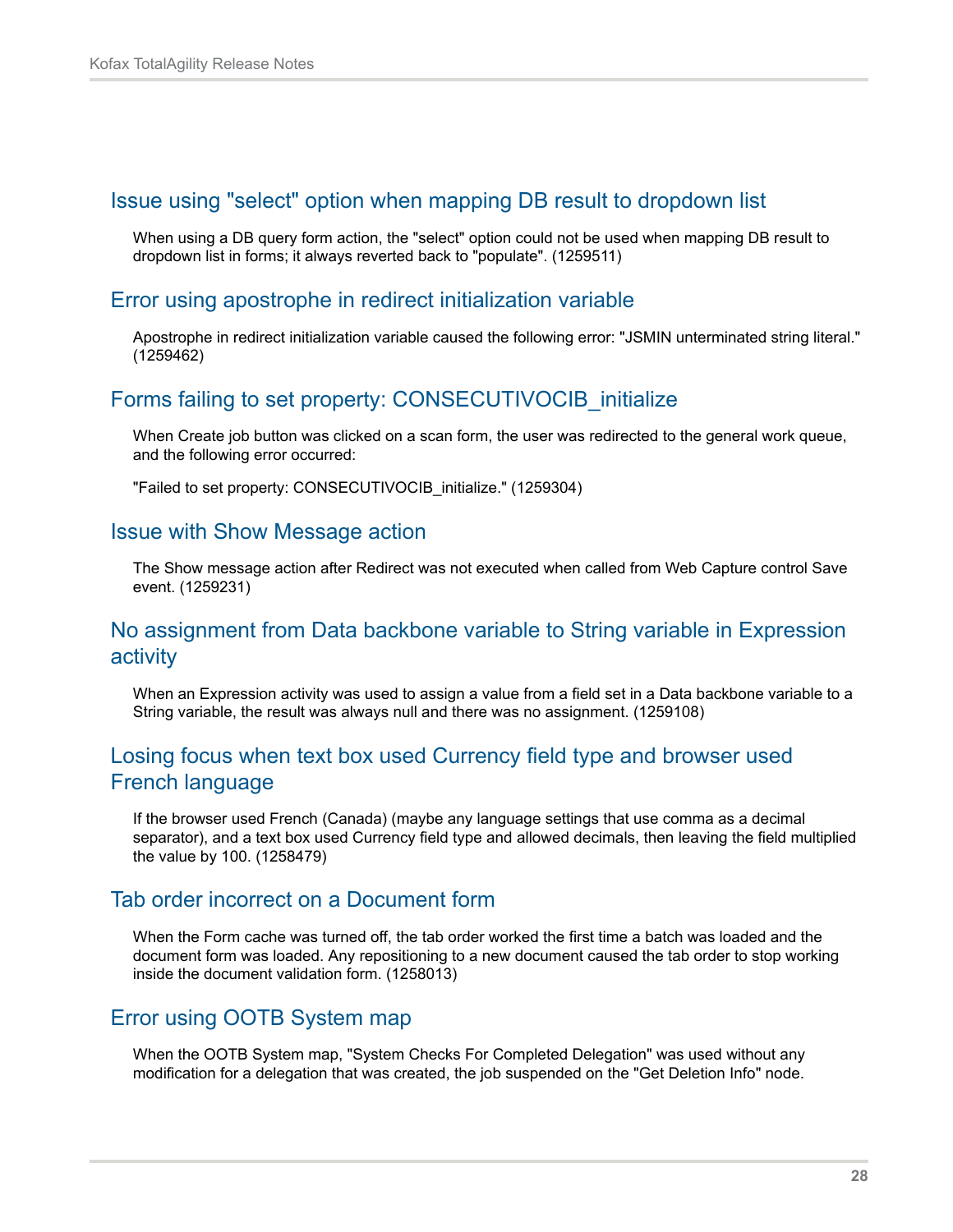## Issue using "select" option when mapping DB result to dropdown list

When using a DB query form action, the "select" option could not be used when mapping DB result to dropdown list in forms; it always reverted back to "populate". (1259511)

## Error using apostrophe in redirect initialization variable

Apostrophe in redirect initialization variable caused the following error: "JSMIN unterminated string literal." (1259462)

## Forms failing to set property: CONSECUTIVOCIB_initialize

When Create job button was clicked on a scan form, the user was redirected to the general work queue, and the following error occurred:

"Failed to set property: CONSECUTIVOCIB_initialize." (1259304)

## Issue with Show Message action

The Show message action after Redirect was not executed when called from Web Capture control Save event. (1259231)

## No assignment from Data backbone variable to String variable in Expression activity

When an Expression activity was used to assign a value from a field set in a Data backbone variable to a String variable, the result was always null and there was no assignment. (1259108)

## Losing focus when text box used Currency field type and browser used French language

If the browser used French (Canada) (maybe any language settings that use comma as a decimal separator), and a text box used Currency field type and allowed decimals, then leaving the field multiplied the value by 100. (1258479)

## Tab order incorrect on a Document form

When the Form cache was turned off, the tab order worked the first time a batch was loaded and the document form was loaded. Any repositioning to a new document caused the tab order to stop working inside the document validation form. (1258013)

## Error using OOTB System map

When the OOTB System map, "System Checks For Completed Delegation" was used without any modification for a delegation that was created, the job suspended on the "Get Deletion Info" node.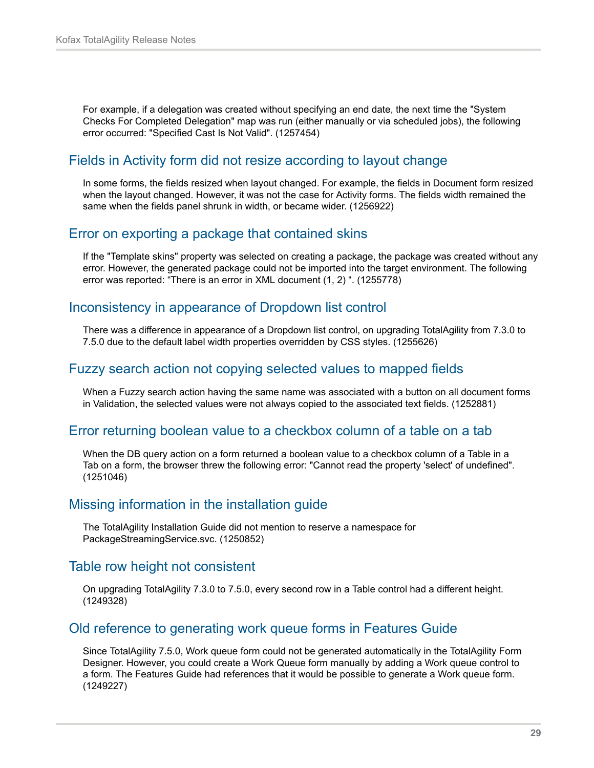For example, if a delegation was created without specifying an end date, the next time the "System Checks For Completed Delegation" map was run (either manually or via scheduled jobs), the following error occurred: "Specified Cast Is Not Valid". (1257454)

### Fields in Activity form did not resize according to layout change

In some forms, the fields resized when layout changed. For example, the fields in Document form resized when the layout changed. However, it was not the case for Activity forms. The fields width remained the same when the fields panel shrunk in width, or became wider. (1256922)

### Error on exporting a package that contained skins

If the "Template skins" property was selected on creating a package, the package was created without any error. However, the generated package could not be imported into the target environment. The following error was reported: “There is an error in XML document (1, 2) “. (1255778)

### Inconsistency in appearance of Dropdown list control

There was a difference in appearance of a Dropdown list control, on upgrading TotalAgility from 7.3.0 to 7.5.0 due to the default label width properties overridden by CSS styles. (1255626)

### Fuzzy search action not copying selected values to mapped fields

When a Fuzzy search action having the same name was associated with a button on all document forms in Validation, the selected values were not always copied to the associated text fields. (1252881)

### Error returning boolean value to a checkbox column of a table on a tab

When the DB query action on a form returned a boolean value to a checkbox column of a Table in a Tab on a form, the browser threw the following error: "Cannot read the property 'select' of undefined". (1251046)

### Missing information in the installation guide

The TotalAgility Installation Guide did not mention to reserve a namespace for PackageStreamingService.svc. (1250852)

### Table row height not consistent

On upgrading TotalAgility 7.3.0 to 7.5.0, every second row in a Table control had a different height. (1249328)

### Old reference to generating work queue forms in Features Guide

Since TotalAgility 7.5.0, Work queue form could not be generated automatically in the TotalAgility Form Designer. However, you could create a Work Queue form manually by adding a Work queue control to a form. The Features Guide had references that it would be possible to generate a Work queue form. (1249227)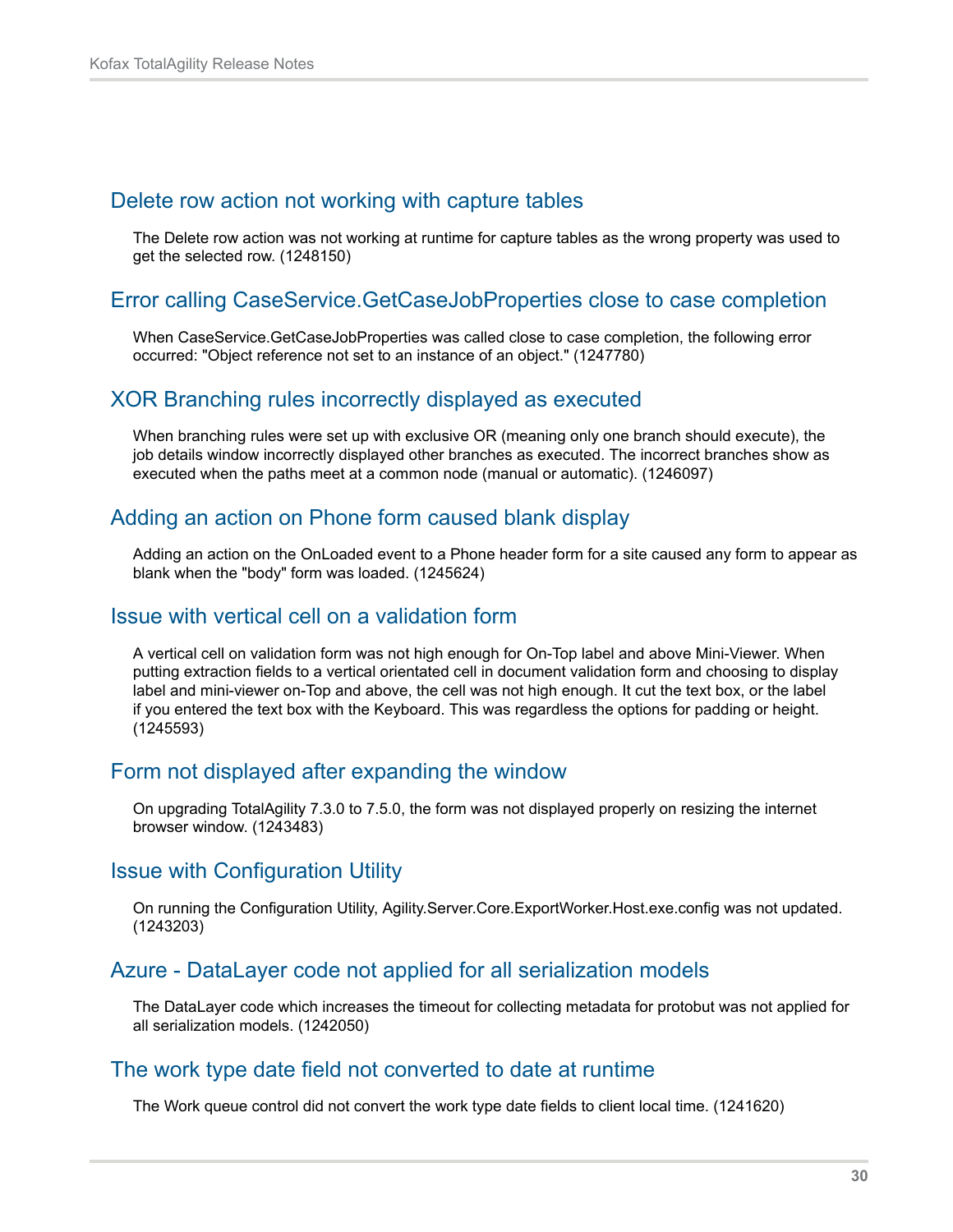### Delete row action not working with capture tables

The Delete row action was not working at runtime for capture tables as the wrong property was used to get the selected row. (1248150)

### Error calling CaseService.GetCaseJobProperties close to case completion

When CaseService.GetCaseJobProperties was called close to case completion, the following error occurred: "Object reference not set to an instance of an object." (1247780)

### XOR Branching rules incorrectly displayed as executed

When branching rules were set up with exclusive OR (meaning only one branch should execute), the job details window incorrectly displayed other branches as executed. The incorrect branches show as executed when the paths meet at a common node (manual or automatic). (1246097)

### Adding an action on Phone form caused blank display

Adding an action on the OnLoaded event to a Phone header form for a site caused any form to appear as blank when the "body" form was loaded. (1245624)

### Issue with vertical cell on a validation form

A vertical cell on validation form was not high enough for On-Top label and above Mini-Viewer. When putting extraction fields to a vertical orientated cell in document validation form and choosing to display label and mini-viewer on-Top and above, the cell was not high enough. It cut the text box, or the label if you entered the text box with the Keyboard. This was regardless the options for padding or height. (1245593)

### Form not displayed after expanding the window

On upgrading TotalAgility 7.3.0 to 7.5.0, the form was not displayed properly on resizing the internet browser window. (1243483)

### Issue with Configuration Utility

On running the Configuration Utility, Agility.Server.Core.ExportWorker.Host.exe.config was not updated. (1243203)

### Azure - DataLayer code not applied for all serialization models

The DataLayer code which increases the timeout for collecting metadata for protobut was not applied for all serialization models. (1242050)

### The work type date field not converted to date at runtime

The Work queue control did not convert the work type date fields to client local time. (1241620)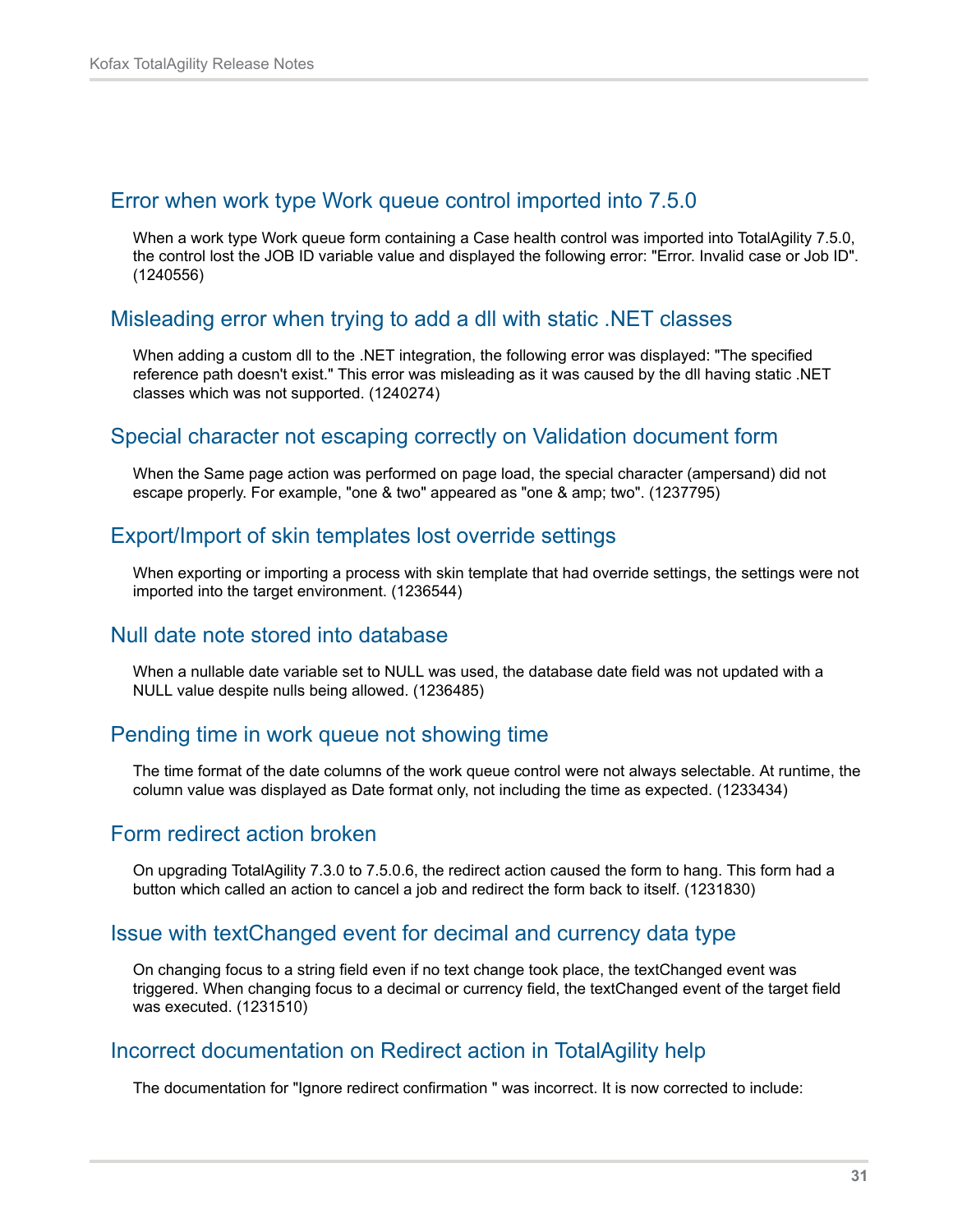## Error when work type Work queue control imported into 7.5.0

When a work type Work queue form containing a Case health control was imported into TotalAgility 7.5.0, the control lost the JOB ID variable value and displayed the following error: "Error. Invalid case or Job ID". (1240556)

## Misleading error when trying to add a dll with static .NET classes

When adding a custom dll to the .NET integration, the following error was displayed: "The specified reference path doesn't exist." This error was misleading as it was caused by the dll having static .NET classes which was not supported. (1240274)

## Special character not escaping correctly on Validation document form

When the Same page action was performed on page load, the special character (ampersand) did not escape properly. For example, "one & two" appeared as "one & amp; two". (1237795)

## Export/Import of skin templates lost override settings

When exporting or importing a process with skin template that had override settings, the settings were not imported into the target environment. (1236544)

## Null date note stored into database

When a nullable date variable set to NULL was used, the database date field was not updated with a NULL value despite nulls being allowed. (1236485)

## Pending time in work queue not showing time

The time format of the date columns of the work queue control were not always selectable. At runtime, the column value was displayed as Date format only, not including the time as expected. (1233434)

## Form redirect action broken

On upgrading TotalAgility 7.3.0 to 7.5.0.6, the redirect action caused the form to hang. This form had a button which called an action to cancel a job and redirect the form back to itself. (1231830)

## Issue with textChanged event for decimal and currency data type

On changing focus to a string field even if no text change took place, the textChanged event was triggered. When changing focus to a decimal or currency field, the textChanged event of the target field was executed. (1231510)

## Incorrect documentation on Redirect action in TotalAgility help

The documentation for "Ignore redirect confirmation " was incorrect. It is now corrected to include: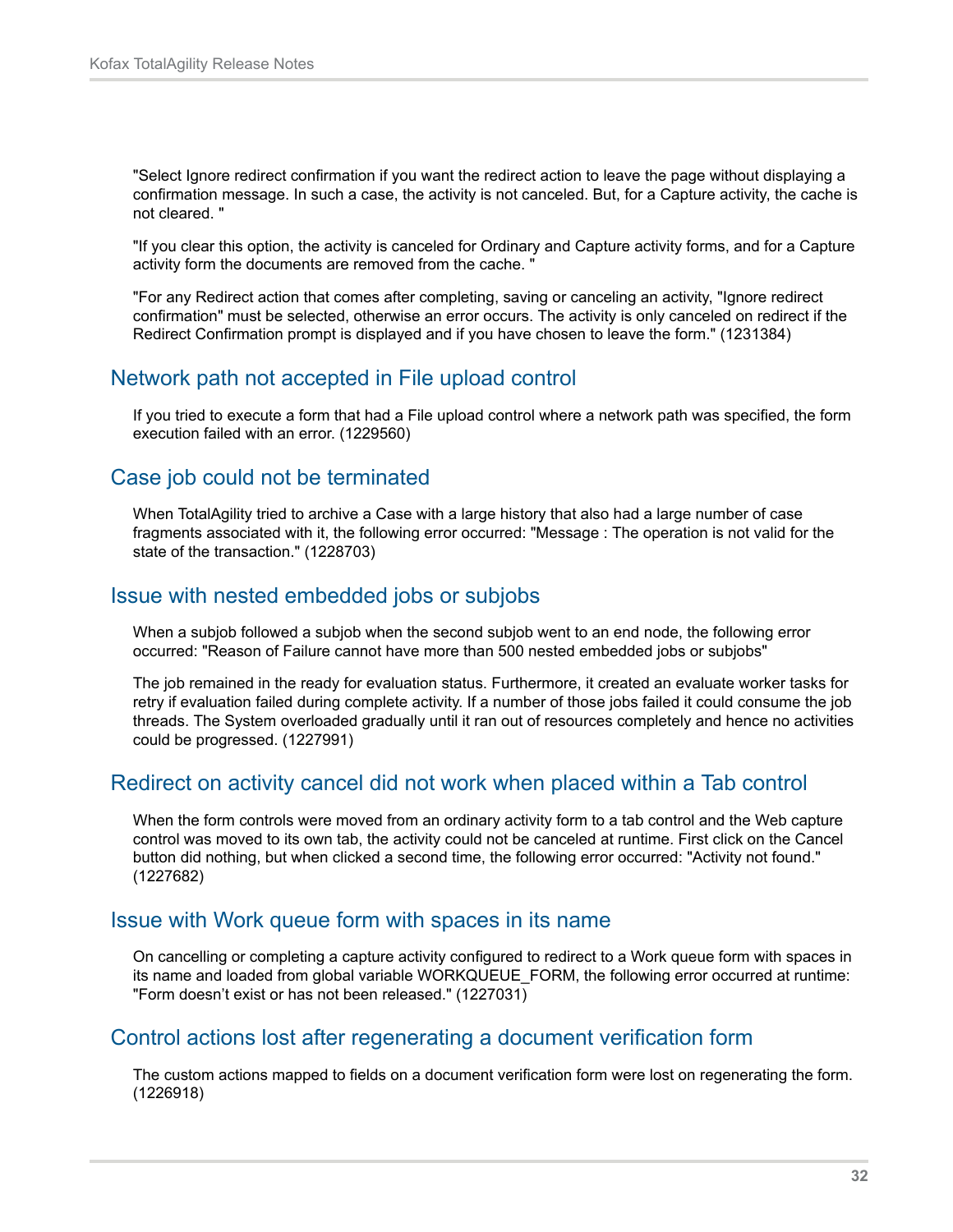"Select Ignore redirect confirmation if you want the redirect action to leave the page without displaying a confirmation message. In such a case, the activity is not canceled. But, for a Capture activity, the cache is not cleared. "

"If you clear this option, the activity is canceled for Ordinary and Capture activity forms, and for a Capture activity form the documents are removed from the cache. "

"For any Redirect action that comes after completing, saving or canceling an activity, "Ignore redirect confirmation" must be selected, otherwise an error occurs. The activity is only canceled on redirect if the Redirect Confirmation prompt is displayed and if you have chosen to leave the form." (1231384)

### Network path not accepted in File upload control

If you tried to execute a form that had a File upload control where a network path was specified, the form execution failed with an error. (1229560)

### Case job could not be terminated

When TotalAgility tried to archive a Case with a large history that also had a large number of case fragments associated with it, the following error occurred: "Message : The operation is not valid for the state of the transaction." (1228703)

### Issue with nested embedded jobs or subjobs

When a subjob followed a subjob when the second subjob went to an end node, the following error occurred: "Reason of Failure cannot have more than 500 nested embedded jobs or subjobs"

The job remained in the ready for evaluation status. Furthermore, it created an evaluate worker tasks for retry if evaluation failed during complete activity. If a number of those jobs failed it could consume the job threads. The System overloaded gradually until it ran out of resources completely and hence no activities could be progressed. (1227991)

### Redirect on activity cancel did not work when placed within a Tab control

When the form controls were moved from an ordinary activity form to a tab control and the Web capture control was moved to its own tab, the activity could not be canceled at runtime. First click on the Cancel button did nothing, but when clicked a second time, the following error occurred: "Activity not found." (1227682)

### Issue with Work queue form with spaces in its name

On cancelling or completing a capture activity configured to redirect to a Work queue form with spaces in its name and loaded from global variable WORKQUEUE_FORM, the following error occurred at runtime: "Form doesn't exist or has not been released." (1227031)

### Control actions lost after regenerating a document verification form

The custom actions mapped to fields on a document verification form were lost on regenerating the form. (1226918)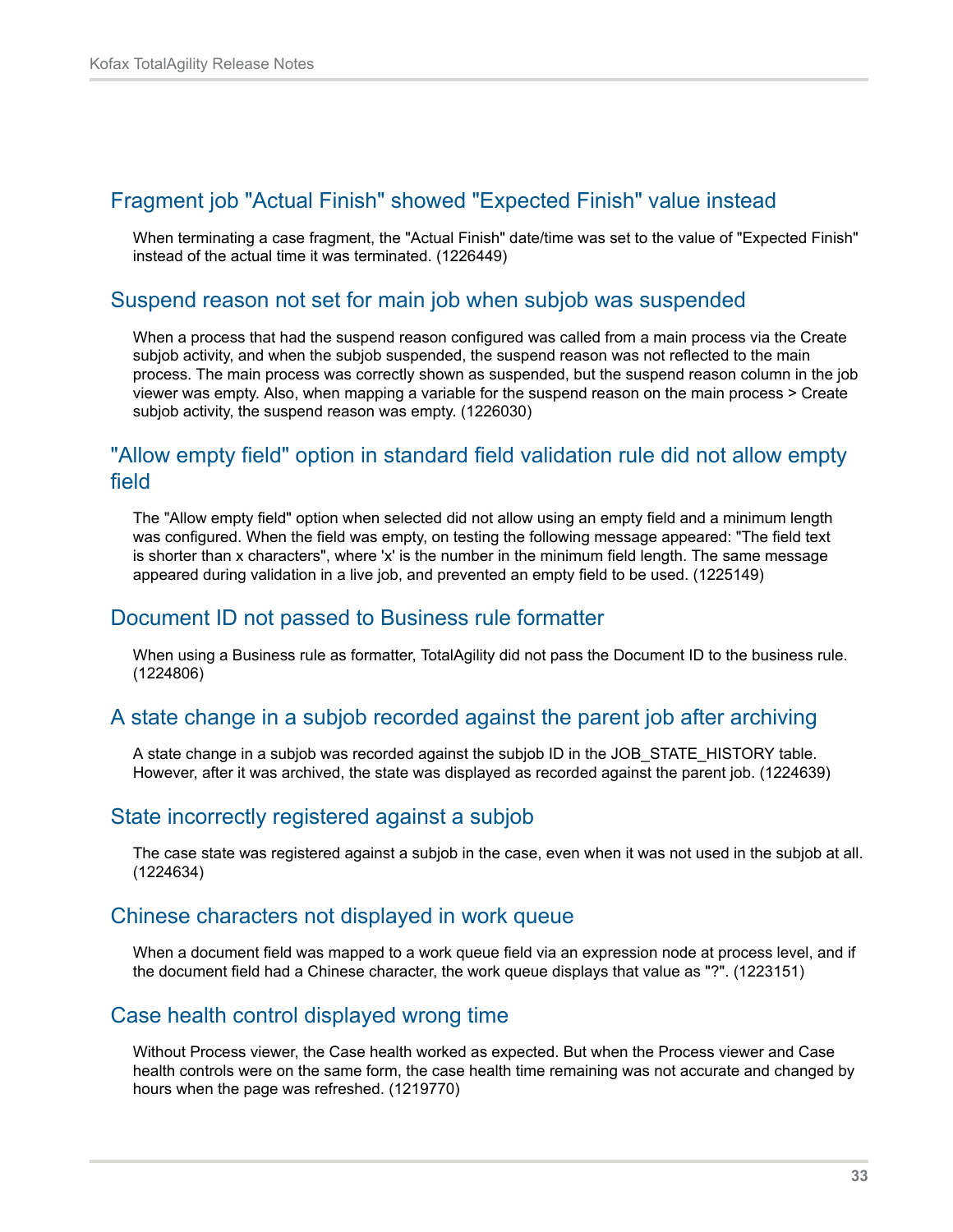### Fragment job "Actual Finish" showed "Expected Finish" value instead

When terminating a case fragment, the "Actual Finish" date/time was set to the value of "Expected Finish" instead of the actual time it was terminated. (1226449)

### Suspend reason not set for main job when subjob was suspended

When a process that had the suspend reason configured was called from a main process via the Create subjob activity, and when the subjob suspended, the suspend reason was not reflected to the main process. The main process was correctly shown as suspended, but the suspend reason column in the job viewer was empty. Also, when mapping a variable for the suspend reason on the main process > Create subjob activity, the suspend reason was empty. (1226030)

### "Allow empty field" option in standard field validation rule did not allow empty field

The "Allow empty field" option when selected did not allow using an empty field and a minimum length was configured. When the field was empty, on testing the following message appeared: "The field text is shorter than x characters", where 'x' is the number in the minimum field length. The same message appeared during validation in a live job, and prevented an empty field to be used. (1225149)

### Document ID not passed to Business rule formatter

When using a Business rule as formatter, TotalAgility did not pass the Document ID to the business rule. (1224806)

### A state change in a subjob recorded against the parent job after archiving

A state change in a subjob was recorded against the subjob ID in the JOB_STATE_HISTORY table. However, after it was archived, the state was displayed as recorded against the parent job. (1224639)

### State incorrectly registered against a subjob

The case state was registered against a subjob in the case, even when it was not used in the subjob at all. (1224634)

### Chinese characters not displayed in work queue

When a document field was mapped to a work queue field via an expression node at process level, and if the document field had a Chinese character, the work queue displays that value as "?". (1223151)

### Case health control displayed wrong time

Without Process viewer, the Case health worked as expected. But when the Process viewer and Case health controls were on the same form, the case health time remaining was not accurate and changed by hours when the page was refreshed. (1219770)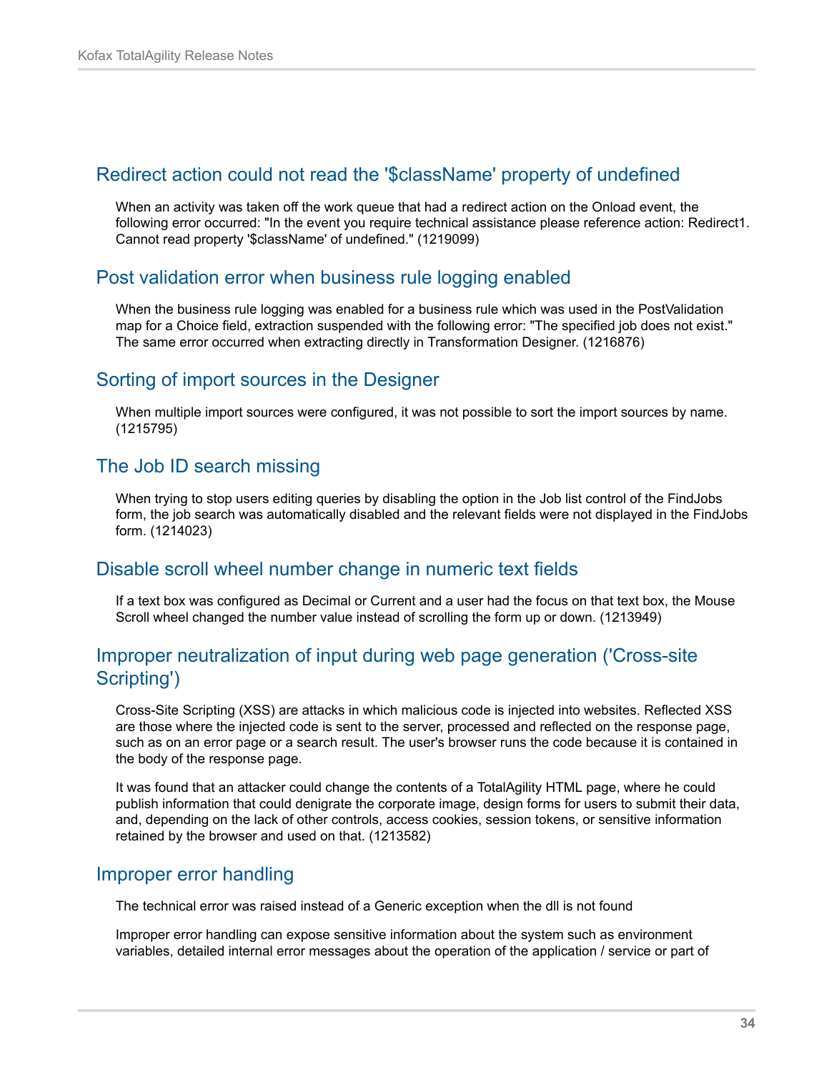## Redirect action could not read the '$className' property of undefined

When an activity was taken off the work queue that had a redirect action on the Onload event, the following error occurred: "In the event you require technical assistance please reference action: Redirect1. Cannot read property '$className' of undefined." (1219099)

## Post validation error when business rule logging enabled

When the business rule logging was enabled for a business rule which was used in the PostValidation map for a Choice field, extraction suspended with the following error: "The specified job does not exist." The same error occurred when extracting directly in Transformation Designer. (1216876)

## Sorting of import sources in the Designer

When multiple import sources were configured, it was not possible to sort the import sources by name. (1215795)

## The Job ID search missing

When trying to stop users editing queries by disabling the option in the Job list control of the FindJobs form, the job search was automatically disabled and the relevant fields were not displayed in the FindJobs form. (1214023)

## Disable scroll wheel number change in numeric text fields

If a text box was configured as Decimal or Current and a user had the focus on that text box, the Mouse Scroll wheel changed the number value instead of scrolling the form up or down. (1213949)

## Improper neutralization of input during web page generation ('Cross-site Scripting')

Cross-Site Scripting (XSS) are attacks in which malicious code is injected into websites. Reflected XSS are those where the injected code is sent to the server, processed and reflected on the response page, such as on an error page or a search result. The user's browser runs the code because it is contained in the body of the response page.

It was found that an attacker could change the contents of a TotalAgility HTML page, where he could publish information that could denigrate the corporate image, design forms for users to submit their data, and, depending on the lack of other controls, access cookies, session tokens, or sensitive information retained by the browser and used on that. (1213582)

## Improper error handling

The technical error was raised instead of a Generic exception when the dll is not found

Improper error handling can expose sensitive information about the system such as environment variables, detailed internal error messages about the operation of the application / service or part of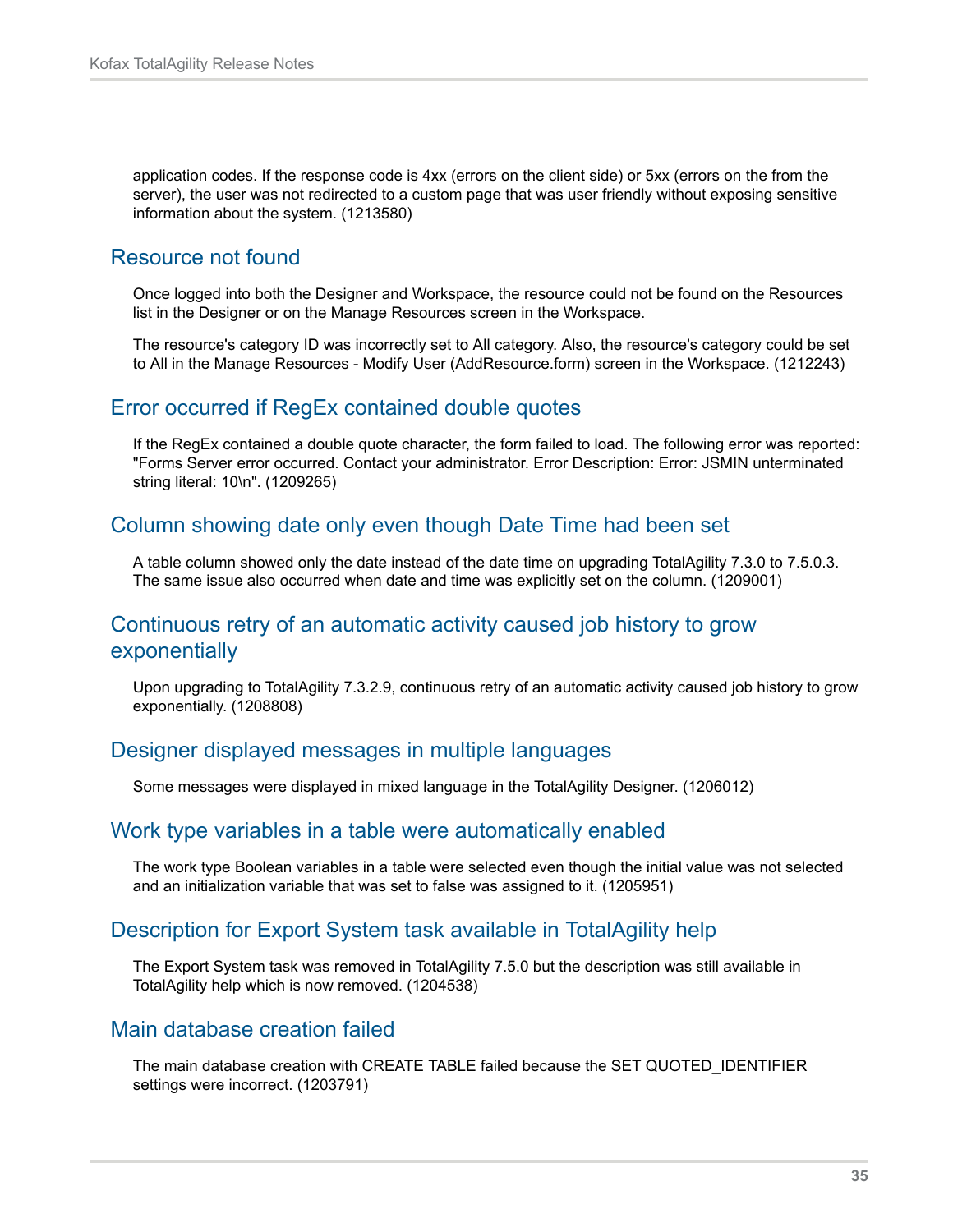application codes. If the response code is 4xx (errors on the client side) or 5xx (errors on the from the server), the user was not redirected to a custom page that was user friendly without exposing sensitive information about the system. (1213580)

## Resource not found

Once logged into both the Designer and Workspace, the resource could not be found on the Resources list in the Designer or on the Manage Resources screen in the Workspace.

The resource's category ID was incorrectly set to All category. Also, the resource's category could be set to All in the Manage Resources - Modify User (AddResource.form) screen in the Workspace. (1212243)

## Error occurred if RegEx contained double quotes

If the RegEx contained a double quote character, the form failed to load. The following error was reported: "Forms Server error occurred. Contact your administrator. Error Description: Error: JSMIN unterminated string literal: 10\n". (1209265)

## Column showing date only even though Date Time had been set

A table column showed only the date instead of the date time on upgrading TotalAgility 7.3.0 to 7.5.0.3. The same issue also occurred when date and time was explicitly set on the column. (1209001)

## Continuous retry of an automatic activity caused job history to grow exponentially

Upon upgrading to TotalAgility 7.3.2.9, continuous retry of an automatic activity caused job history to grow exponentially. (1208808)

## Designer displayed messages in multiple languages

Some messages were displayed in mixed language in the TotalAgility Designer. (1206012)

## Work type variables in a table were automatically enabled

The work type Boolean variables in a table were selected even though the initial value was not selected and an initialization variable that was set to false was assigned to it. (1205951)

## Description for Export System task available in TotalAgility help

The Export System task was removed in TotalAgility 7.5.0 but the description was still available in TotalAgility help which is now removed. (1204538)

## Main database creation failed

The main database creation with CREATE TABLE failed because the SET QUOTED_IDENTIFIER settings were incorrect. (1203791)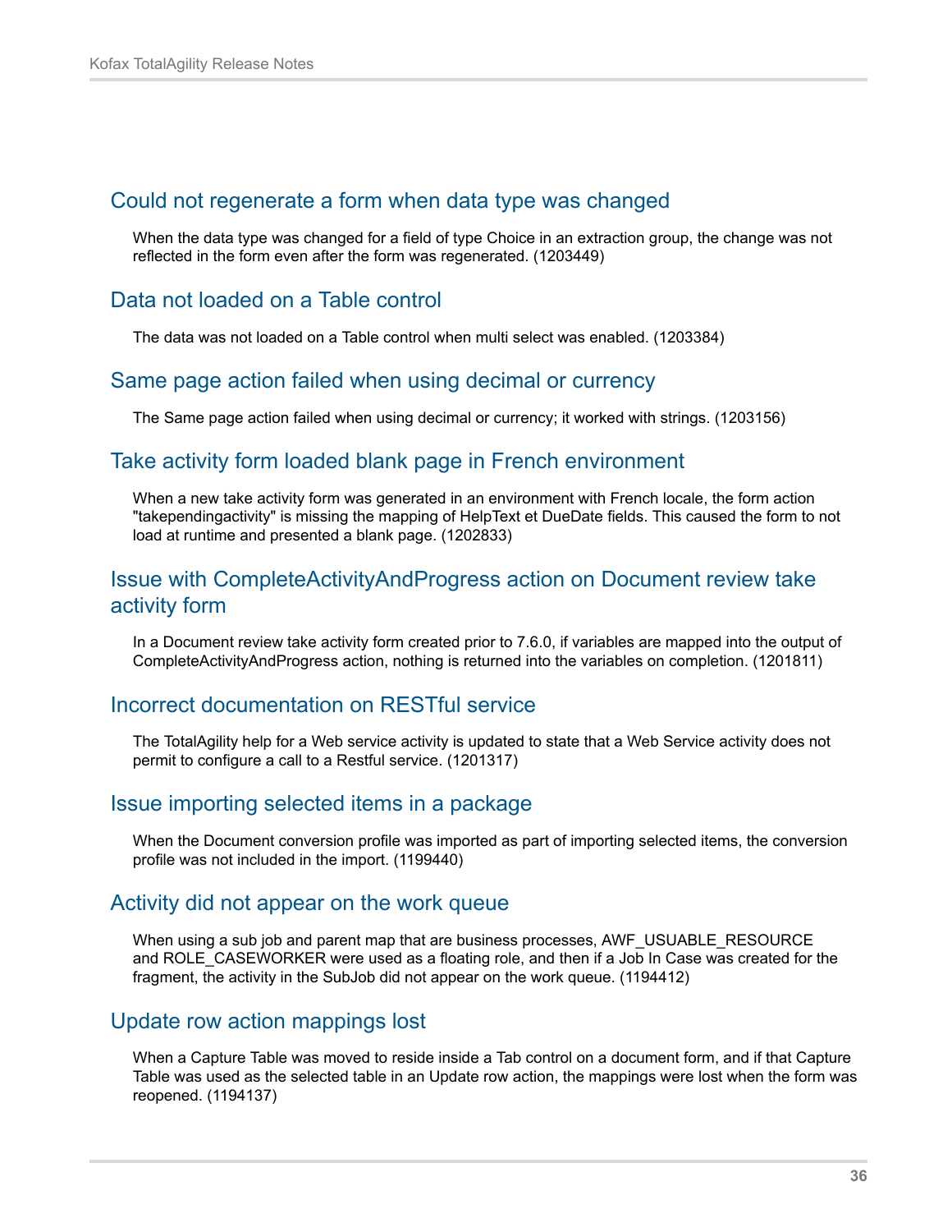## Could not regenerate a form when data type was changed

When the data type was changed for a field of type Choice in an extraction group, the change was not reflected in the form even after the form was regenerated. (1203449)

## Data not loaded on a Table control

The data was not loaded on a Table control when multi select was enabled. (1203384)

## Same page action failed when using decimal or currency

The Same page action failed when using decimal or currency; it worked with strings. (1203156)

## Take activity form loaded blank page in French environment

When a new take activity form was generated in an environment with French locale, the form action "takependingactivity" is missing the mapping of HelpText et DueDate fields. This caused the form to not load at runtime and presented a blank page. (1202833)

## Issue with CompleteActivityAndProgress action on Document review take activity form

In a Document review take activity form created prior to 7.6.0, if variables are mapped into the output of CompleteActivityAndProgress action, nothing is returned into the variables on completion. (1201811)

## Incorrect documentation on RESTful service

The TotalAgility help for a Web service activity is updated to state that a Web Service activity does not permit to configure a call to a Restful service. (1201317)

## Issue importing selected items in a package

When the Document conversion profile was imported as part of importing selected items, the conversion profile was not included in the import. (1199440)

## Activity did not appear on the work queue

When using a sub job and parent map that are business processes, AWF_USUABLE_RESOURCE and ROLE_CASEWORKER were used as a floating role, and then if a Job In Case was created for the fragment, the activity in the SubJob did not appear on the work queue. (1194412)

## Update row action mappings lost

When a Capture Table was moved to reside inside a Tab control on a document form, and if that Capture Table was used as the selected table in an Update row action, the mappings were lost when the form was reopened. (1194137)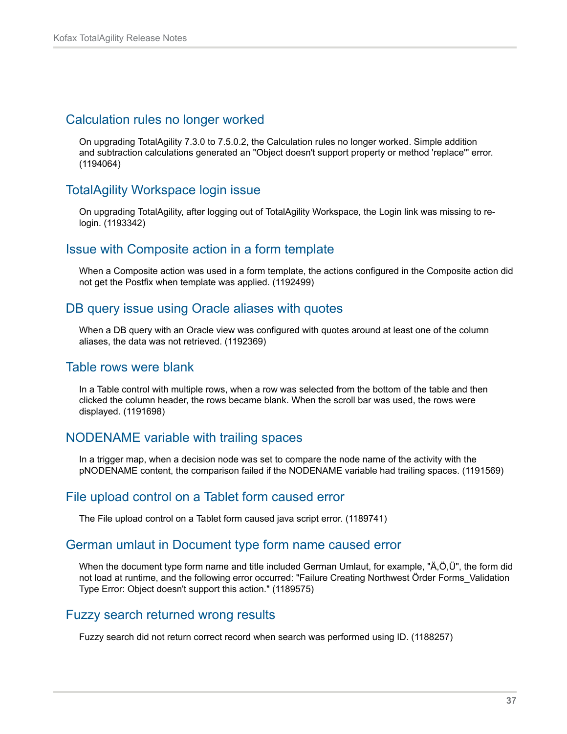## Calculation rules no longer worked

On upgrading TotalAgility 7.3.0 to 7.5.0.2, the Calculation rules no longer worked. Simple addition and subtraction calculations generated an "Object doesn't support property or method 'replace'" error. (1194064)

## TotalAgility Workspace login issue

On upgrading TotalAgility, after logging out of TotalAgility Workspace, the Login link was missing to re-login. (1193342)

## Issue with Composite action in a form template

When a Composite action was used in a form template, the actions configured in the Composite action did not get the Postfix when template was applied. (1192499)

## DB query issue using Oracle aliases with quotes

When a DB query with an Oracle view was configured with quotes around at least one of the column aliases, the data was not retrieved. (1192369)

## Table rows were blank

In a Table control with multiple rows, when a row was selected from the bottom of the table and then clicked the column header, the rows became blank. When the scroll bar was used, the rows were displayed. (1191698)

## NODENAME variable with trailing spaces

In a trigger map, when a decision node was set to compare the node name of the activity with the pNODENAME content, the comparison failed if the NODENAME variable had trailing spaces. (1191569)

## File upload control on a Tablet form caused error

The File upload control on a Tablet form caused java script error. (1189741)

## German umlaut in Document type form name caused error

When the document type form name and title included German Umlaut, for example, "Ä,Ö,Ü", the form did not load at runtime, and the following error occurred: "Failure Creating Northwest Örder Forms_Validation Type Error: Object doesn't support this action." (1189575)

## Fuzzy search returned wrong results

Fuzzy search did not return correct record when search was performed using ID. (1188257)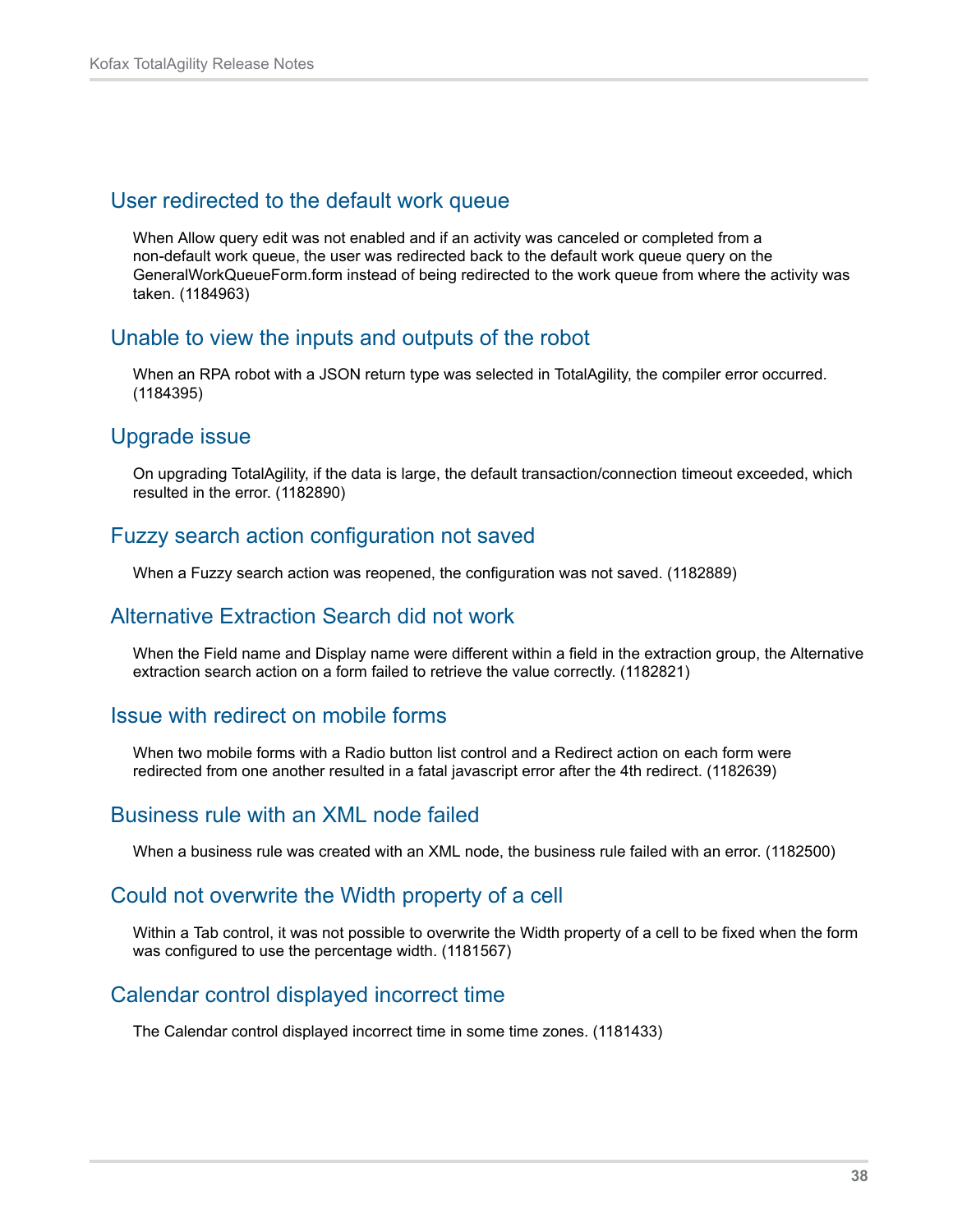### User redirected to the default work queue

When Allow query edit was not enabled and if an activity was canceled or completed from a non-default work queue, the user was redirected back to the default work queue query on the GeneralWorkQueueForm.form instead of being redirected to the work queue from where the activity was taken. (1184963)

### Unable to view the inputs and outputs of the robot

When an RPA robot with a JSON return type was selected in TotalAgility, the compiler error occurred. (1184395)

### Upgrade issue

On upgrading TotalAgility, if the data is large, the default transaction/connection timeout exceeded, which resulted in the error. (1182890)

### Fuzzy search action configuration not saved

When a Fuzzy search action was reopened, the configuration was not saved. (1182889)

### Alternative Extraction Search did not work

When the Field name and Display name were different within a field in the extraction group, the Alternative extraction search action on a form failed to retrieve the value correctly. (1182821)

### Issue with redirect on mobile forms

When two mobile forms with a Radio button list control and a Redirect action on each form were redirected from one another resulted in a fatal javascript error after the 4th redirect. (1182639)

### Business rule with an XML node failed

When a business rule was created with an XML node, the business rule failed with an error. (1182500)

### Could not overwrite the Width property of a cell

Within a Tab control, it was not possible to overwrite the Width property of a cell to be fixed when the form was configured to use the percentage width. (1181567)

### Calendar control displayed incorrect time

The Calendar control displayed incorrect time in some time zones. (1181433)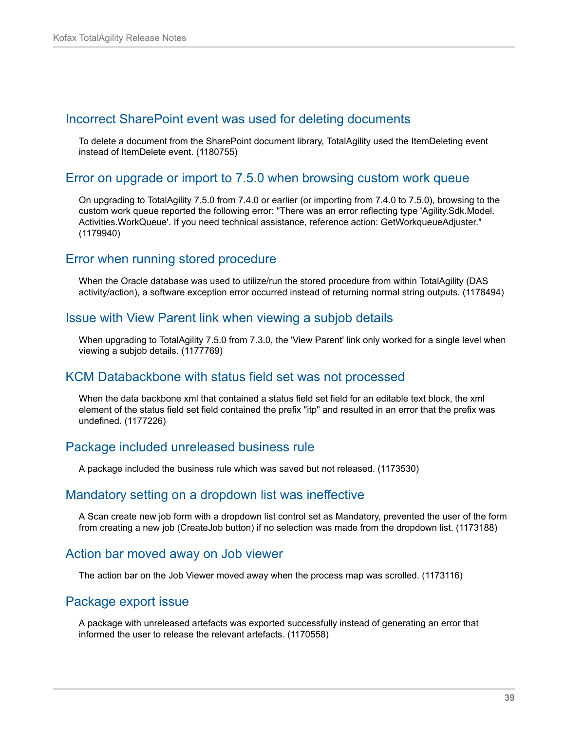## Incorrect SharePoint event was used for deleting documents

To delete a document from the SharePoint document library, TotalAgility used the ItemDeleting event instead of ItemDelete event. (1180755)

## Error on upgrade or import to 7.5.0 when browsing custom work queue

On upgrading to TotalAgility 7.5.0 from 7.4.0 or earlier (or importing from 7.4.0 to 7.5.0), browsing to the custom work queue reported the following error: "There was an error reflecting type 'Agility.Sdk.Model.Activities.WorkQueue'. If you need technical assistance, reference action: GetWorkqueueAdjuster." (1179940)

## Error when running stored procedure

When the Oracle database was used to utilize/run the stored procedure from within TotalAgility (DAS activity/action), a software exception error occurred instead of returning normal string outputs. (1178494)

## Issue with View Parent link when viewing a subjob details

When upgrading to TotalAgility 7.5.0 from 7.3.0, the 'View Parent' link only worked for a single level when viewing a subjob details. (1177769)

## KCM Databackbone with status field set was not processed

When the data backbone xml that contained a status field set field for an editable text block, the xml element of the status field set field contained the prefix "itp" and resulted in an error that the prefix was undefined. (1177226)

## Package included unreleased business rule

A package included the business rule which was saved but not released. (1173530)

## Mandatory setting on a dropdown list was ineffective

A Scan create new job form with a dropdown list control set as Mandatory, prevented the user of the form from creating a new job (CreateJob button) if no selection was made from the dropdown list. (1173188)

## Action bar moved away on Job viewer

The action bar on the Job Viewer moved away when the process map was scrolled. (1173116)

## Package export issue

A package with unreleased artefacts was exported successfully instead of generating an error that informed the user to release the relevant artefacts. (1170558)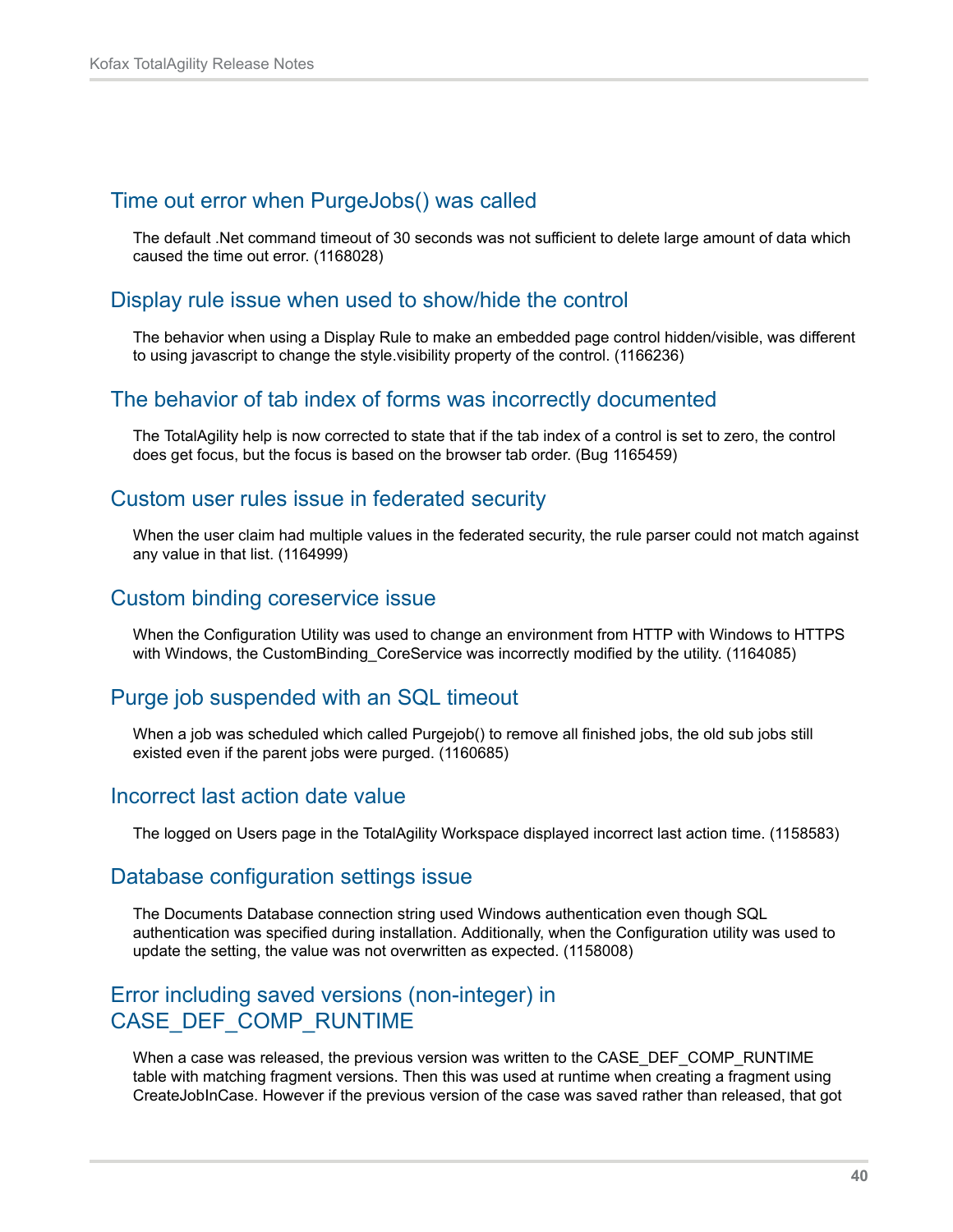## Time out error when PurgeJobs() was called

The default .Net command timeout of 30 seconds was not sufficient to delete large amount of data which caused the time out error. (1168028)

## Display rule issue when used to show/hide the control

The behavior when using a Display Rule to make an embedded page control hidden/visible, was different to using javascript to change the style.visibility property of the control. (1166236)

## The behavior of tab index of forms was incorrectly documented

The TotalAgility help is now corrected to state that if the tab index of a control is set to zero, the control does get focus, but the focus is based on the browser tab order. (Bug 1165459)

## Custom user rules issue in federated security

When the user claim had multiple values in the federated security, the rule parser could not match against any value in that list. (1164999)

## Custom binding coreservice issue

When the Configuration Utility was used to change an environment from HTTP with Windows to HTTPS with Windows, the CustomBinding_CoreService was incorrectly modified by the utility. (1164085)

## Purge job suspended with an SQL timeout

When a job was scheduled which called Purgejob() to remove all finished jobs, the old sub jobs still existed even if the parent jobs were purged. (1160685)

## Incorrect last action date value

The logged on Users page in the TotalAgility Workspace displayed incorrect last action time. (1158583)

## Database configuration settings issue

The Documents Database connection string used Windows authentication even though SQL authentication was specified during installation. Additionally, when the Configuration utility was used to update the setting, the value was not overwritten as expected. (1158008)

## Error including saved versions (non-integer) in CASE_DEF_COMP_RUNTIME

When a case was released, the previous version was written to the CASE_DEF_COMP_RUNTIME table with matching fragment versions. Then this was used at runtime when creating a fragment using CreateJobInCase. However if the previous version of the case was saved rather than released, that got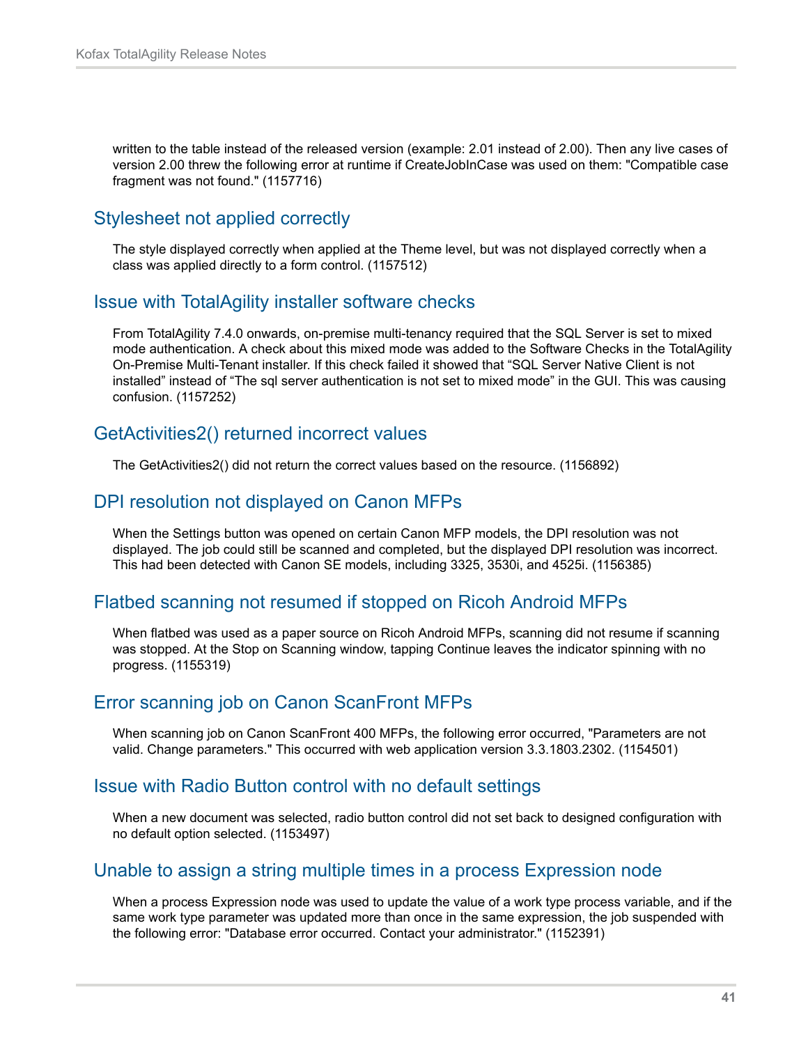written to the table instead of the released version (example: 2.01 instead of 2.00). Then any live cases of version 2.00 threw the following error at runtime if CreateJobInCase was used on them: "Compatible case fragment was not found." (1157716)

### Stylesheet not applied correctly

The style displayed correctly when applied at the Theme level, but was not displayed correctly when a class was applied directly to a form control. (1157512)

### Issue with TotalAgility installer software checks

From TotalAgility 7.4.0 onwards, on-premise multi-tenancy required that the SQL Server is set to mixed mode authentication. A check about this mixed mode was added to the Software Checks in the TotalAgility On-Premise Multi-Tenant installer. If this check failed it showed that “SQL Server Native Client is not installed” instead of “The sql server authentication is not set to mixed mode” in the GUI. This was causing confusion. (1157252)

### GetActivities2() returned incorrect values

The GetActivities2() did not return the correct values based on the resource. (1156892)

### DPI resolution not displayed on Canon MFPs

When the Settings button was opened on certain Canon MFP models, the DPI resolution was not displayed. The job could still be scanned and completed, but the displayed DPI resolution was incorrect. This had been detected with Canon SE models, including 3325, 3530i, and 4525i. (1156385)

### Flatbed scanning not resumed if stopped on Ricoh Android MFPs

When flatbed was used as a paper source on Ricoh Android MFPs, scanning did not resume if scanning was stopped. At the Stop on Scanning window, tapping Continue leaves the indicator spinning with no progress. (1155319)

### Error scanning job on Canon ScanFront MFPs

When scanning job on Canon ScanFront 400 MFPs, the following error occurred, "Parameters are not valid. Change parameters." This occurred with web application version 3.3.1803.2302. (1154501)

### Issue with Radio Button control with no default settings

When a new document was selected, radio button control did not set back to designed configuration with no default option selected. (1153497)

### Unable to assign a string multiple times in a process Expression node

When a process Expression node was used to update the value of a work type process variable, and if the same work type parameter was updated more than once in the same expression, the job suspended with the following error: "Database error occurred. Contact your administrator." (1152391)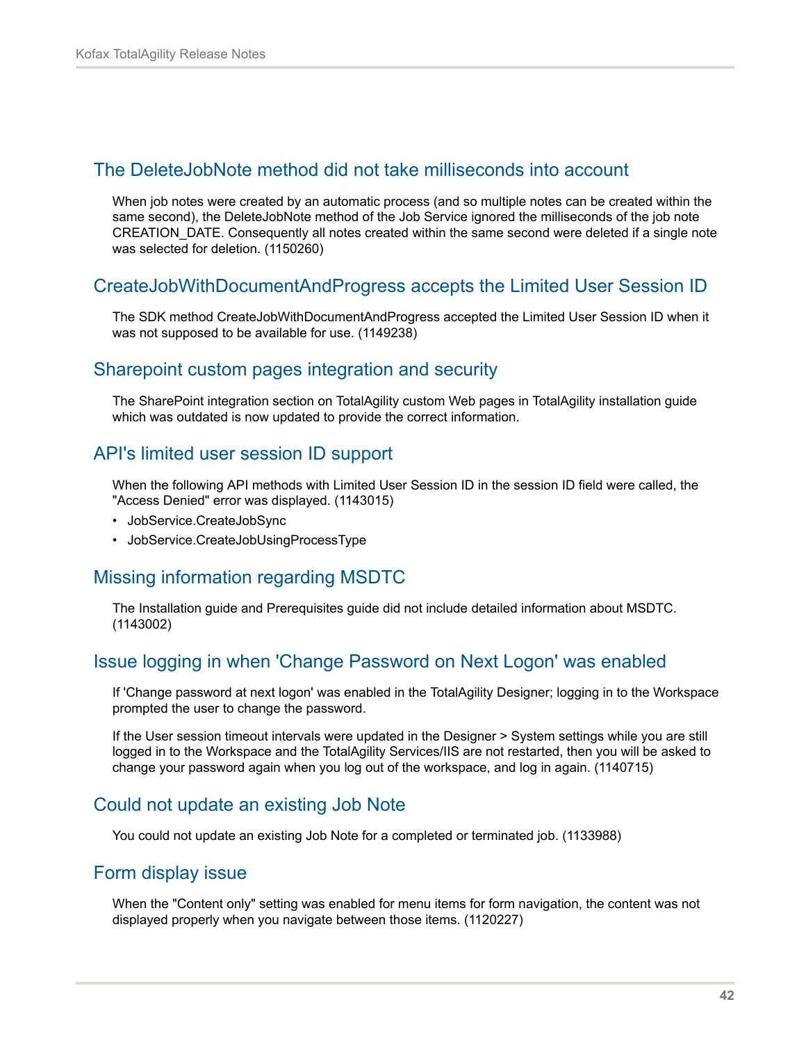## The DeleteJobNote method did not take milliseconds into account

When job notes were created by an automatic process (and so multiple notes can be created within the same second), the DeleteJobNote method of the Job Service ignored the milliseconds of the job note CREATION_DATE. Consequently all notes created within the same second were deleted if a single note was selected for deletion. (1150260)

## CreateJobWithDocumentAndProgress accepts the Limited User Session ID

The SDK method CreateJobWithDocumentAndProgress accepted the Limited User Session ID when it was not supposed to be available for use. (1149238)

## Sharepoint custom pages integration and security

The SharePoint integration section on TotalAgility custom Web pages in TotalAgility installation guide which was outdated is now updated to provide the correct information.

## API's limited user session ID support

When the following API methods with Limited User Session ID in the session ID field were called, the "Access Denied" error was displayed. (1143015)

- JobService.CreateJobSync
- JobService.CreateJobUsingProcessType

## Missing information regarding MSDTC

The Installation guide and Prerequisites guide did not include detailed information about MSDTC. (1143002)

## Issue logging in when 'Change Password on Next Logon' was enabled

If 'Change password at next logon' was enabled in the TotalAgility Designer; logging in to the Workspace prompted the user to change the password.

If the User session timeout intervals were updated in the Designer > System settings while you are still logged in to the Workspace and the TotalAgility Services/IIS are not restarted, then you will be asked to change your password again when you log out of the workspace, and log in again. (1140715)

## Could not update an existing Job Note

You could not update an existing Job Note for a completed or terminated job. (1133988)

## Form display issue

When the "Content only" setting was enabled for menu items for form navigation, the content was not displayed properly when you navigate between those items. (1120227)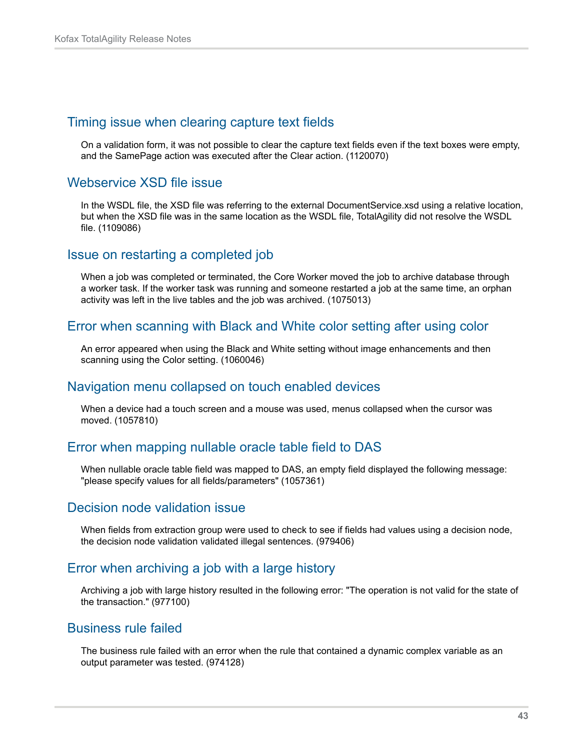## Timing issue when clearing capture text fields

On a validation form, it was not possible to clear the capture text fields even if the text boxes were empty, and the SamePage action was executed after the Clear action. (1120070)

## Webservice XSD file issue

In the WSDL file, the XSD file was referring to the external DocumentService.xsd using a relative location, but when the XSD file was in the same location as the WSDL file, TotalAgility did not resolve the WSDL file. (1109086)

## Issue on restarting a completed job

When a job was completed or terminated, the Core Worker moved the job to archive database through a worker task. If the worker task was running and someone restarted a job at the same time, an orphan activity was left in the live tables and the job was archived. (1075013)

## Error when scanning with Black and White color setting after using color

An error appeared when using the Black and White setting without image enhancements and then scanning using the Color setting. (1060046)

## Navigation menu collapsed on touch enabled devices

When a device had a touch screen and a mouse was used, menus collapsed when the cursor was moved. (1057810)

## Error when mapping nullable oracle table field to DAS

When nullable oracle table field was mapped to DAS, an empty field displayed the following message: "please specify values for all fields/parameters" (1057361)

## Decision node validation issue

When fields from extraction group were used to check to see if fields had values using a decision node, the decision node validation validated illegal sentences. (979406)

## Error when archiving a job with a large history

Archiving a job with large history resulted in the following error: "The operation is not valid for the state of the transaction." (977100)

## Business rule failed

The business rule failed with an error when the rule that contained a dynamic complex variable as an output parameter was tested. (974128)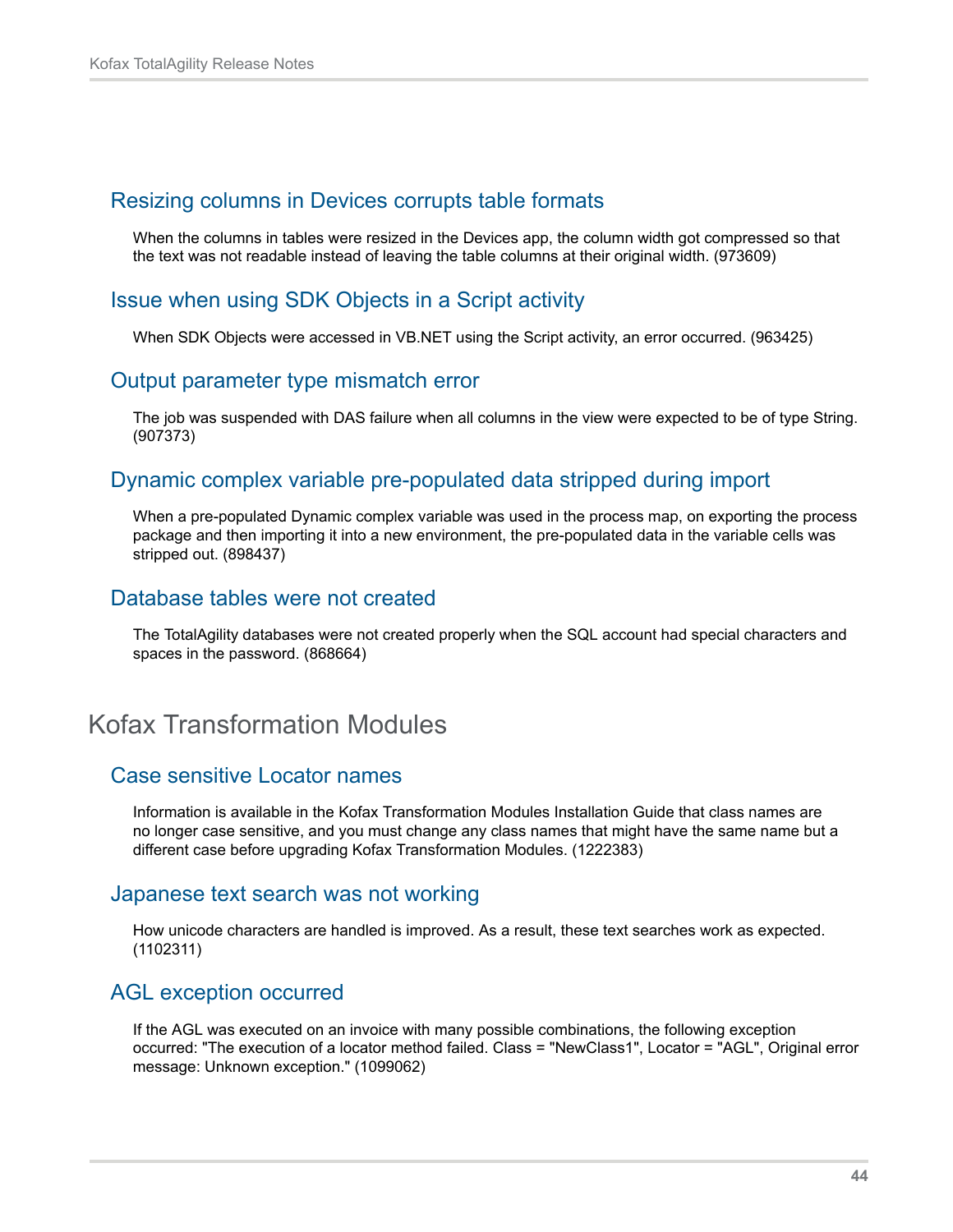### Resizing columns in Devices corrupts table formats

When the columns in tables were resized in the Devices app, the column width got compressed so that the text was not readable instead of leaving the table columns at their original width. (973609)

### Issue when using SDK Objects in a Script activity

When SDK Objects were accessed in VB.NET using the Script activity, an error occurred. (963425)

### Output parameter type mismatch error

The job was suspended with DAS failure when all columns in the view were expected to be of type String. (907373)

### Dynamic complex variable pre-populated data stripped during import

When a pre-populated Dynamic complex variable was used in the process map, on exporting the process package and then importing it into a new environment, the pre-populated data in the variable cells was stripped out. (898437)

### Database tables were not created

The TotalAgility databases were not created properly when the SQL account had special characters and spaces in the password. (868664)

## Kofax Transformation Modules

### Case sensitive Locator names

Information is available in the Kofax Transformation Modules Installation Guide that class names are no longer case sensitive, and you must change any class names that might have the same name but a different case before upgrading Kofax Transformation Modules. (1222383)

### Japanese text search was not working

How unicode characters are handled is improved. As a result, these text searches work as expected. (1102311)

### AGL exception occurred

If the AGL was executed on an invoice with many possible combinations, the following exception occurred: "The execution of a locator method failed. Class = "NewClass1", Locator = "AGL", Original error message: Unknown exception." (1099062)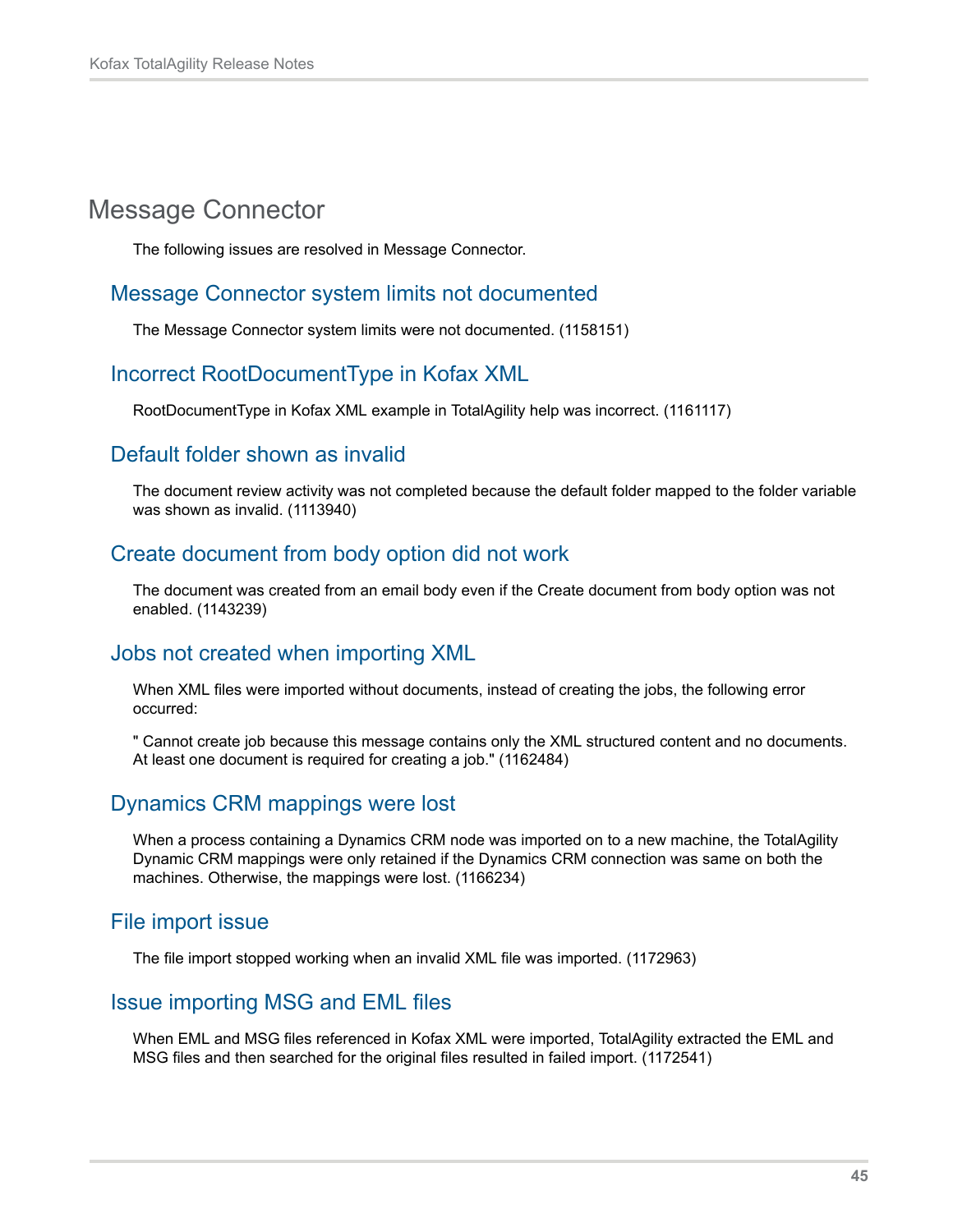## Message Connector

The following issues are resolved in Message Connector.

### Message Connector system limits not documented

The Message Connector system limits were not documented. (1158151)

### Incorrect RootDocumentType in Kofax XML

RootDocumentType in Kofax XML example in TotalAgility help was incorrect. (1161117)

### Default folder shown as invalid

The document review activity was not completed because the default folder mapped to the folder variable was shown as invalid. (1113940)

### Create document from body option did not work

The document was created from an email body even if the Create document from body option was not enabled. (1143239)

### Jobs not created when importing XML

When XML files were imported without documents, instead of creating the jobs, the following error occurred:

" Cannot create job because this message contains only the XML structured content and no documents. At least one document is required for creating a job." (1162484)

### Dynamics CRM mappings were lost

When a process containing a Dynamics CRM node was imported on to a new machine, the TotalAgility Dynamic CRM mappings were only retained if the Dynamics CRM connection was same on both the machines. Otherwise, the mappings were lost. (1166234)

### File import issue

The file import stopped working when an invalid XML file was imported. (1172963)

### Issue importing MSG and EML files

When EML and MSG files referenced in Kofax XML were imported, TotalAgility extracted the EML and MSG files and then searched for the original files resulted in failed import. (1172541)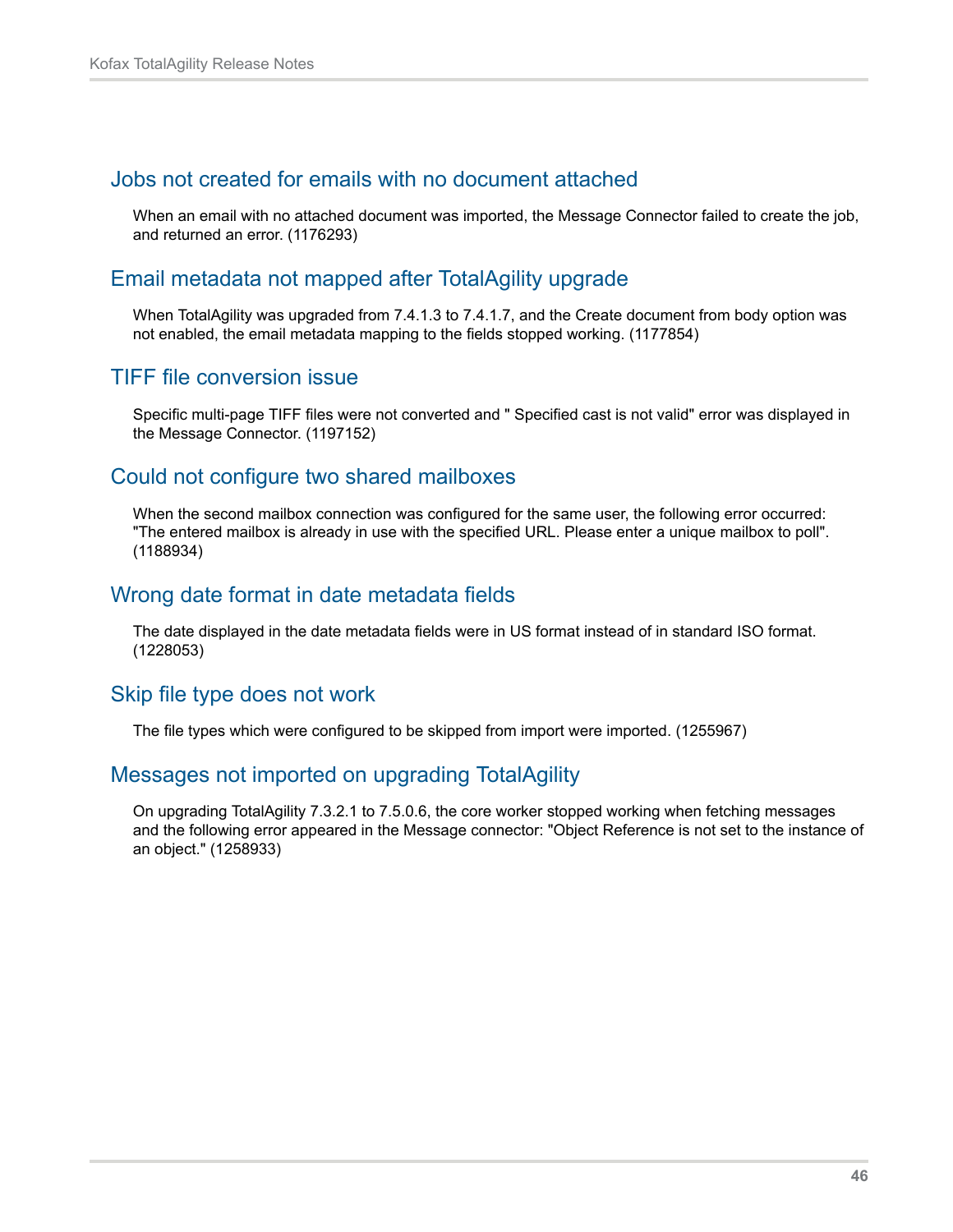### Jobs not created for emails with no document attached

When an email with no attached document was imported, the Message Connector failed to create the job, and returned an error. (1176293)

### Email metadata not mapped after TotalAgility upgrade

When TotalAgility was upgraded from 7.4.1.3 to 7.4.1.7, and the Create document from body option was not enabled, the email metadata mapping to the fields stopped working. (1177854)

### TIFF file conversion issue

Specific multi-page TIFF files were not converted and " Specified cast is not valid" error was displayed in the Message Connector. (1197152)

### Could not configure two shared mailboxes

When the second mailbox connection was configured for the same user, the following error occurred: "The entered mailbox is already in use with the specified URL. Please enter a unique mailbox to poll". (1188934)

### Wrong date format in date metadata fields

The date displayed in the date metadata fields were in US format instead of in standard ISO format. (1228053)

### Skip file type does not work

The file types which were configured to be skipped from import were imported. (1255967)

### Messages not imported on upgrading TotalAgility

On upgrading TotalAgility 7.3.2.1 to 7.5.0.6, the core worker stopped working when fetching messages and the following error appeared in the Message connector: "Object Reference is not set to the instance of an object." (1258933)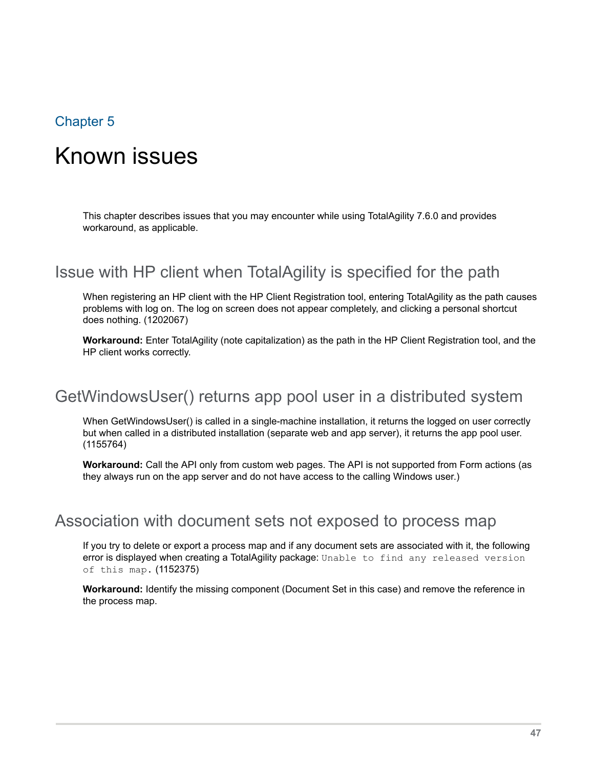Chapter 5

# Known issues

This chapter describes issues that you may encounter while using TotalAgility 7.6.0 and provides workaround, as applicable.

## Issue with HP client when TotalAgility is specified for the path

When registering an HP client with the HP Client Registration tool, entering TotalAgility as the path causes problems with log on. The log on screen does not appear completely, and clicking a personal shortcut does nothing. (1202067)

**Workaround:** Enter TotalAgility (note capitalization) as the path in the HP Client Registration tool, and the HP client works correctly.

## GetWindowsUser() returns app pool user in a distributed system

When GetWindowsUser() is called in a single-machine installation, it returns the logged on user correctly but when called in a distributed installation (separate web and app server), it returns the app pool user. (1155764)

**Workaround:** Call the API only from custom web pages. The API is not supported from Form actions (as they always run on the app server and do not have access to the calling Windows user.)

## Association with document sets not exposed to process map

If you try to delete or export a process map and if any document sets are associated with it, the following error is displayed when creating a TotalAgility package: `Unable to find any released version of this map.` (1152375)

**Workaround:** Identify the missing component (Document Set in this case) and remove the reference in the process map.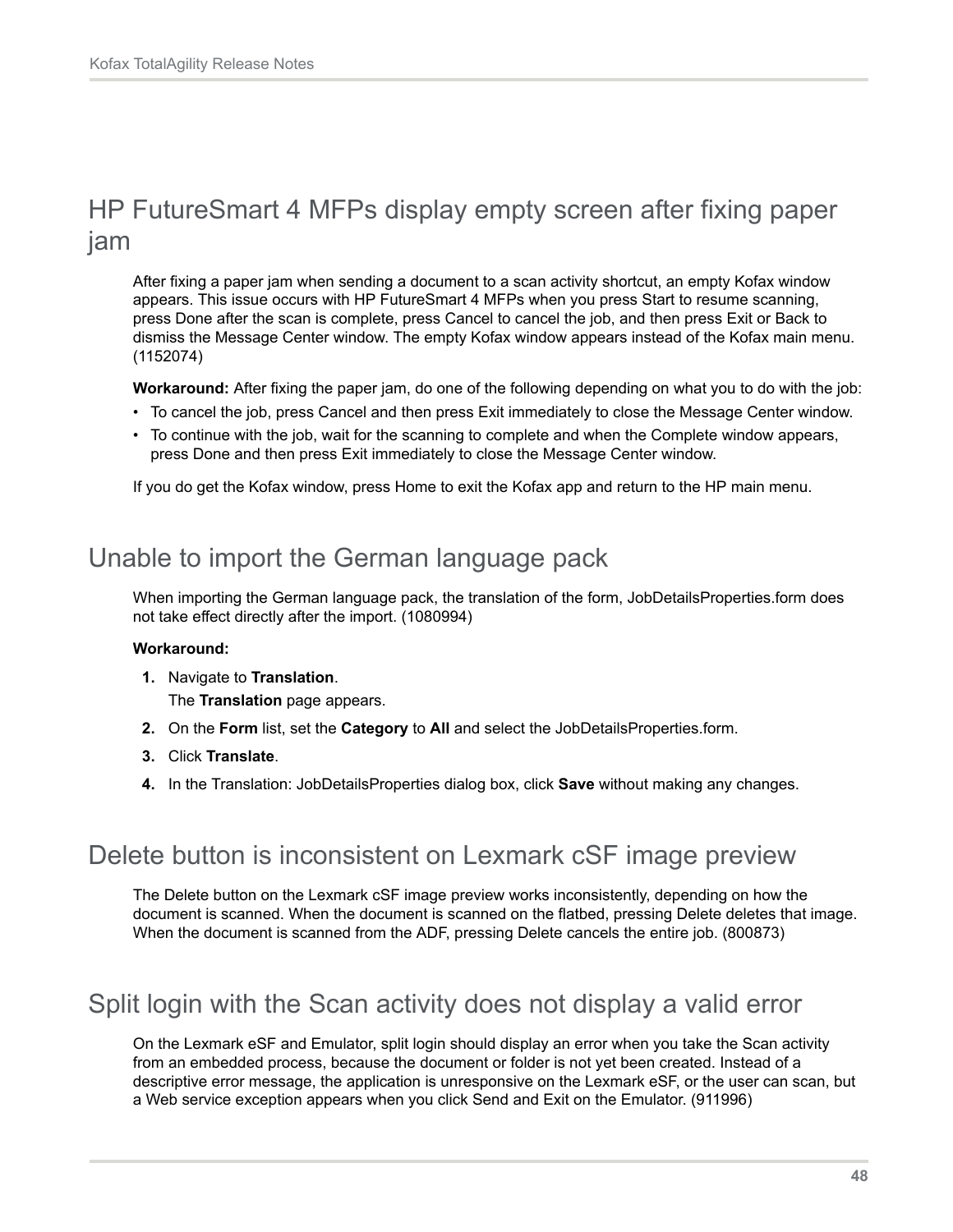## HP FutureSmart 4 MFPs display empty screen after fixing paper jam

After fixing a paper jam when sending a document to a scan activity shortcut, an empty Kofax window appears. This issue occurs with HP FutureSmart 4 MFPs when you press Start to resume scanning, press Done after the scan is complete, press Cancel to cancel the job, and then press Exit or Back to dismiss the Message Center window. The empty Kofax window appears instead of the Kofax main menu. (1152074)

**Workaround:** After fixing the paper jam, do one of the following depending on what you to do with the job:

- To cancel the job, press Cancel and then press Exit immediately to close the Message Center window.
- To continue with the job, wait for the scanning to complete and when the Complete window appears, press Done and then press Exit immediately to close the Message Center window.

If you do get the Kofax window, press Home to exit the Kofax app and return to the HP main menu.

## Unable to import the German language pack

When importing the German language pack, the translation of the form, JobDetailsProperties.form does not take effect directly after the import. (1080994)

**Workaround:**

1. Navigate to **Translation**.
   The **Translation** page appears.
2. On the **Form** list, set the **Category** to **All** and select the JobDetailsProperties.form.
3. Click **Translate**.
4. In the Translation: JobDetailsProperties dialog box, click **Save** without making any changes.

## Delete button is inconsistent on Lexmark cSF image preview

The Delete button on the Lexmark cSF image preview works inconsistently, depending on how the document is scanned. When the document is scanned on the flatbed, pressing Delete deletes that image. When the document is scanned from the ADF, pressing Delete cancels the entire job. (800873)

## Split login with the Scan activity does not display a valid error

On the Lexmark eSF and Emulator, split login should display an error when you take the Scan activity from an embedded process, because the document or folder is not yet been created. Instead of a descriptive error message, the application is unresponsive on the Lexmark eSF, or the user can scan, but a Web service exception appears when you click Send and Exit on the Emulator. (911996)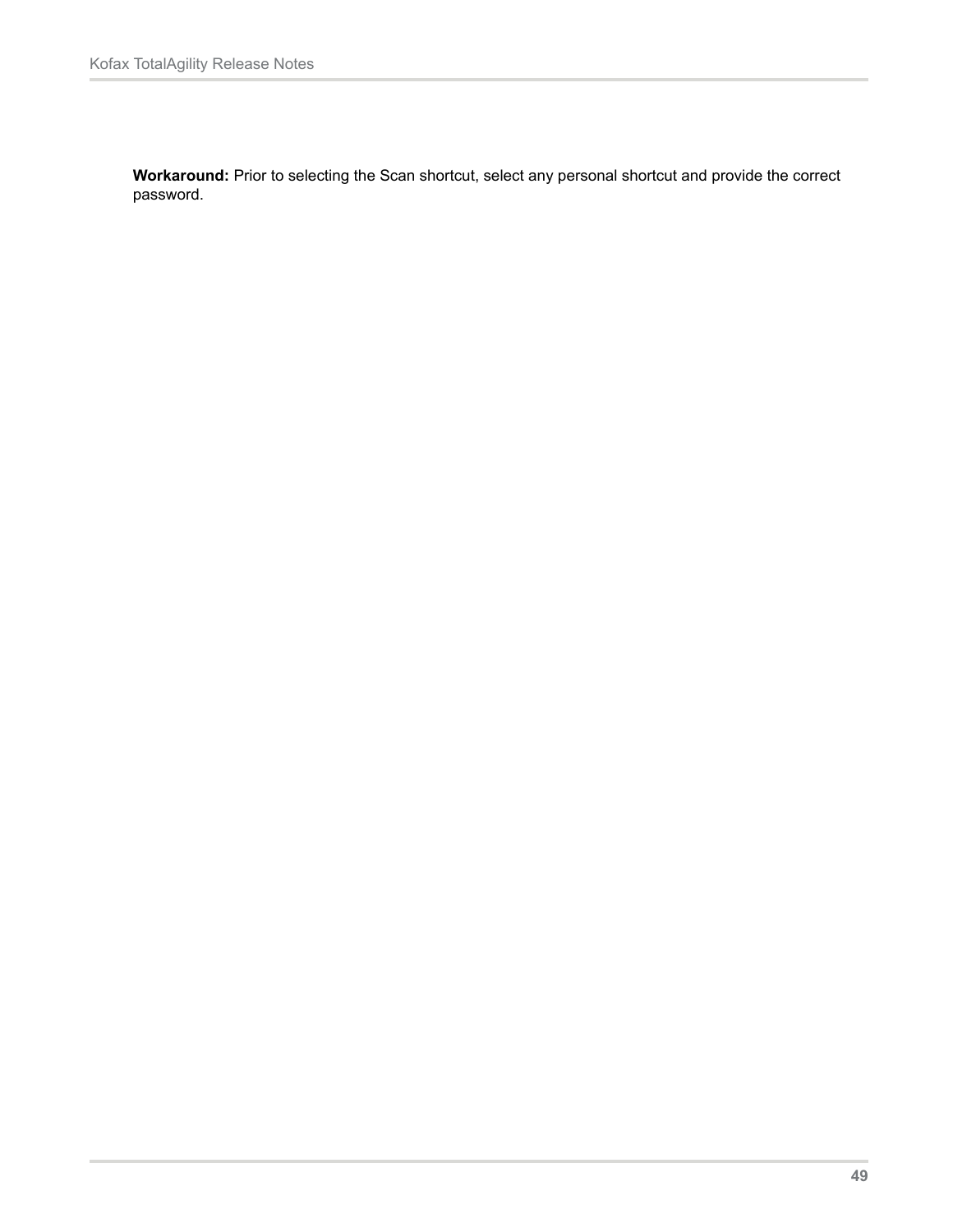**Workaround:** Prior to selecting the Scan shortcut, select any personal shortcut and provide the correct password.